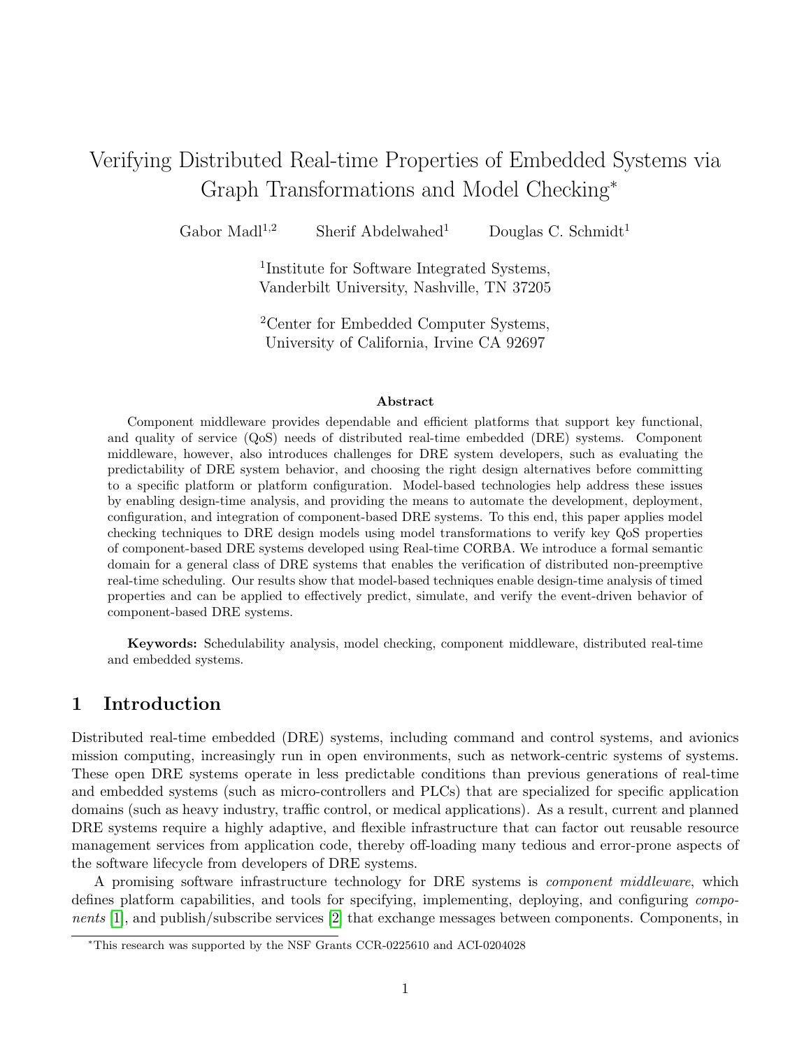# Verifying Distributed Real-time Properties of Embedded Systems via Graph Transformations and Model Checking*

Gabor Madl[1,2] Sherif Abdelwahed[1] Douglas C. Schmidt[1]

[1]Institute for Software Integrated Systems, Vanderbilt University, Nashville, TN 37205

[2]Center for Embedded Computer Systems, University of California, Irvine CA 92697

### Abstract

Component middleware provides dependable and efficient platforms that support key functional, and quality of service (QoS) needs of distributed real-time embedded (DRE) systems. Component middleware, however, also introduces challenges for DRE system developers, such as evaluating the predictability of DRE system behavior, and choosing the right design alternatives before committing to a specific platform or platform configuration. Model-based technologies help address these issues by enabling design-time analysis, and providing the means to automate the development, deployment, configuration, and integration of component-based DRE systems. To this end, this paper applies model checking techniques to DRE design models using model transformations to verify key QoS properties of component-based DRE systems developed using Real-time CORBA. We introduce a formal semantic domain for a general class of DRE systems that enables the verification of distributed non-preemptive real-time scheduling. Our results show that model-based techniques enable design-time analysis of timed properties and can be applied to effectively predict, simulate, and verify the event-driven behavior of component-based DRE systems.

**Keywords:** Schedulability analysis, model checking, component middleware, distributed real-time and embedded systems.

## 1 Introduction

Distributed real-time embedded (DRE) systems, including command and control systems, and avionics mission computing, increasingly run in open environments, such as network-centric systems of systems. These open DRE systems operate in less predictable conditions than previous generations of real-time and embedded systems (such as micro-controllers and PLCs) that are specialized for specific application domains (such as heavy industry, traffic control, or medical applications). As a result, current and planned DRE systems require a highly adaptive, and flexible infrastructure that can factor out reusable resource management services from application code, thereby off-loading many tedious and error-prone aspects of the software lifecycle from developers of DRE systems.

A promising software infrastructure technology for DRE systems is *component middleware*, which defines platform capabilities, and tools for specifying, implementing, deploying, and configuring *components* [1], and publish/subscribe services [2] that exchange messages between components. Components, in

*This research was supported by the NSF Grants CCR-0225610 and ACI-0204028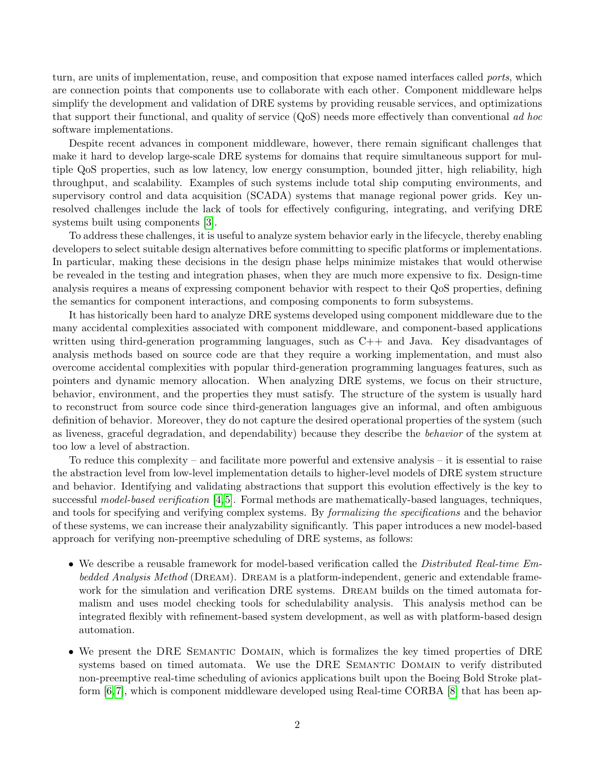turn, are units of implementation, reuse, and composition that expose named interfaces called *ports*, which are connection points that components use to collaborate with each other. Component middleware helps simplify the development and validation of DRE systems by providing reusable services, and optimizations that support their functional, and quality of service (QoS) needs more effectively than conventional *ad hoc* software implementations.

Despite recent advances in component middleware, however, there remain significant challenges that make it hard to develop large-scale DRE systems for domains that require simultaneous support for multiple QoS properties, such as low latency, low energy consumption, bounded jitter, high reliability, high throughput, and scalability. Examples of such systems include total ship computing environments, and supervisory control and data acquisition (SCADA) systems that manage regional power grids. Key unresolved challenges include the lack of tools for effectively configuring, integrating, and verifying DRE systems built using components [3].

To address these challenges, it is useful to analyze system behavior early in the lifecycle, thereby enabling developers to select suitable design alternatives before committing to specific platforms or implementations. In particular, making these decisions in the design phase helps minimize mistakes that would otherwise be revealed in the testing and integration phases, when they are much more expensive to fix. Design-time analysis requires a means of expressing component behavior with respect to their QoS properties, defining the semantics for component interactions, and composing components to form subsystems.

It has historically been hard to analyze DRE systems developed using component middleware due to the many accidental complexities associated with component middleware, and component-based applications written using third-generation programming languages, such as C++ and Java. Key disadvantages of analysis methods based on source code are that they require a working implementation, and must also overcome accidental complexities with popular third-generation programming languages features, such as pointers and dynamic memory allocation. When analyzing DRE systems, we focus on their structure, behavior, environment, and the properties they must satisfy. The structure of the system is usually hard to reconstruct from source code since third-generation languages give an informal, and often ambiguous definition of behavior. Moreover, they do not capture the desired operational properties of the system (such as liveness, graceful degradation, and dependability) because they describe the *behavior* of the system at too low a level of abstraction.

To reduce this complexity – and facilitate more powerful and extensive analysis – it is essential to raise the abstraction level from low-level implementation details to higher-level models of DRE system structure and behavior. Identifying and validating abstractions that support this evolution effectively is the key to successful *model-based verification* [4,5]. Formal methods are mathematically-based languages, techniques, and tools for specifying and verifying complex systems. By *formalizing the specifications* and the behavior of these systems, we can increase their analyzability significantly. This paper introduces a new model-based approach for verifying non-preemptive scheduling of DRE systems, as follows:

- We describe a reusable framework for model-based verification called the *Distributed Real-time Embedded Analysis Method* (DREAM). DREAM is a platform-independent, generic and extendable framework for the simulation and verification DRE systems. DREAM builds on the timed automata formalism and uses model checking tools for schedulability analysis. This analysis method can be integrated flexibly with refinement-based system development, as well as with platform-based design automation.

- We present the DRE SEMANTIC DOMAIN, which is formalizes the key timed properties of DRE systems based on timed automata. We use the DRE SEMANTIC DOMAIN to verify distributed non-preemptive real-time scheduling of avionics applications built upon the Boeing Bold Stroke platform [6,7], which is component middleware developed using Real-time CORBA [8] that has been ap-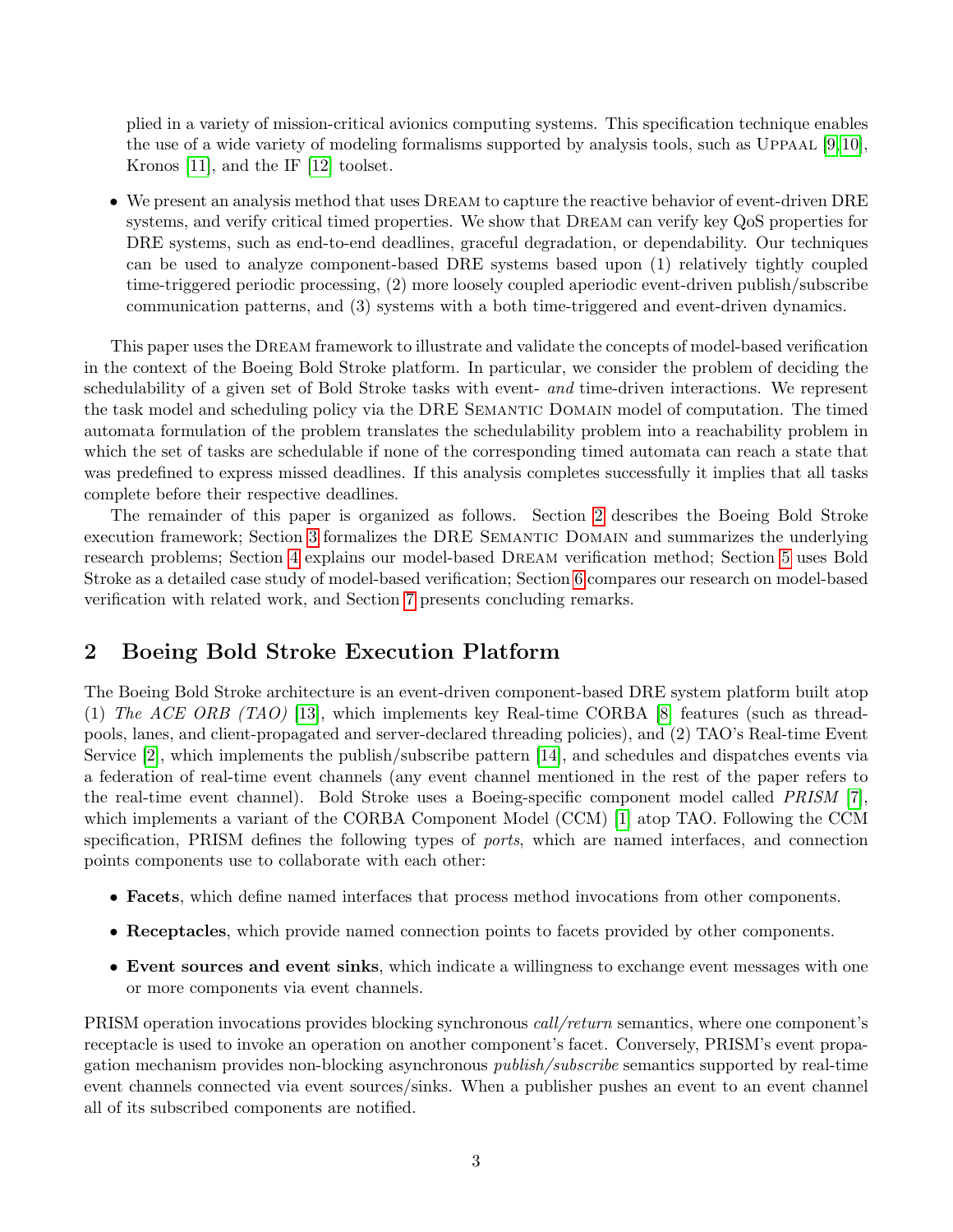plied in a variety of mission-critical avionics computing systems. This specification technique enables the use of a wide variety of modeling formalisms supported by analysis tools, such as Uppaal [9,10], Kronos [11], and the IF [12] toolset.

- We present an analysis method that uses Dream to capture the reactive behavior of event-driven DRE systems, and verify critical timed properties. We show that Dream can verify key QoS properties for DRE systems, such as end-to-end deadlines, graceful degradation, or dependability. Our techniques can be used to analyze component-based DRE systems based upon (1) relatively tightly coupled time-triggered periodic processing, (2) more loosely coupled aperiodic event-driven publish/subscribe communication patterns, and (3) systems with a both time-triggered and event-driven dynamics.

This paper uses the Dream framework to illustrate and validate the concepts of model-based verification in the context of the Boeing Bold Stroke platform. In particular, we consider the problem of deciding the schedulability of a given set of Bold Stroke tasks with event- *and* time-driven interactions. We represent the task model and scheduling policy via the DRE Semantic Domain model of computation. The timed automata formulation of the problem translates the schedulability problem into a reachability problem in which the set of tasks are schedulable if none of the corresponding timed automata can reach a state that was predefined to express missed deadlines. If this analysis completes successfully it implies that all tasks complete before their respective deadlines.

The remainder of this paper is organized as follows. Section 2 describes the Boeing Bold Stroke execution framework; Section 3 formalizes the DRE Semantic Domain and summarizes the underlying research problems; Section 4 explains our model-based Dream verification method; Section 5 uses Bold Stroke as a detailed case study of model-based verification; Section 6 compares our research on model-based verification with related work, and Section 7 presents concluding remarks.

## 2 Boeing Bold Stroke Execution Platform

The Boeing Bold Stroke architecture is an event-driven component-based DRE system platform built atop (1) *The ACE ORB (TAO)* [13], which implements key Real-time CORBA [8] features (such as threadpools, lanes, and client-propagated and server-declared threading policies), and (2) TAO's Real-time Event Service [2], which implements the publish/subscribe pattern [14], and schedules and dispatches events via a federation of real-time event channels (any event channel mentioned in the rest of the paper refers to the real-time event channel). Bold Stroke uses a Boeing-specific component model called *PRISM* [7], which implements a variant of the CORBA Component Model (CCM) [1] atop TAO. Following the CCM specification, PRISM defines the following types of *ports*, which are named interfaces, and connection points components use to collaborate with each other:

- **Facets**, which define named interfaces that process method invocations from other components.
- **Receptacles**, which provide named connection points to facets provided by other components.
- **Event sources and event sinks**, which indicate a willingness to exchange event messages with one or more components via event channels.

PRISM operation invocations provides blocking synchronous *call/return* semantics, where one component's receptacle is used to invoke an operation on another component's facet. Conversely, PRISM's event propagation mechanism provides non-blocking asynchronous *publish/subscribe* semantics supported by real-time event channels connected via event sources/sinks. When a publisher pushes an event to an event channel all of its subscribed components are notified.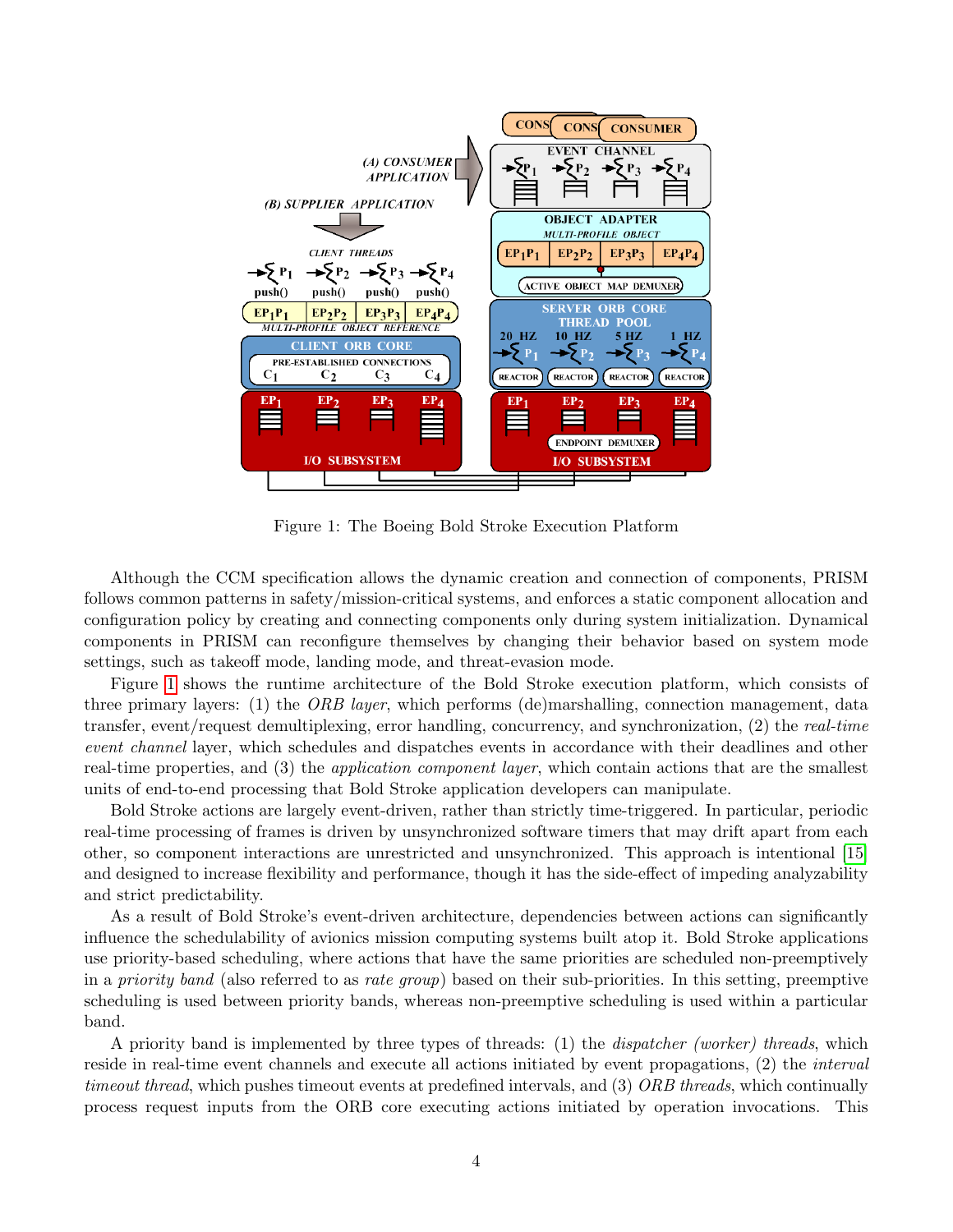Figure 1: The Boeing Bold Stroke Execution Platform

Although the CCM specification allows the dynamic creation and connection of components, PRISM follows common patterns in safety/mission-critical systems, and enforces a static component allocation and configuration policy by creating and connecting components only during system initialization. Dynamical components in PRISM can reconfigure themselves by changing their behavior based on system mode settings, such as takeoff mode, landing mode, and threat-evasion mode.

Figure 1 shows the runtime architecture of the Bold Stroke execution platform, which consists of three primary layers: (1) the *ORB layer*, which performs (de)marshalling, connection management, data transfer, event/request demultiplexing, error handling, concurrency, and synchronization, (2) the *real-time event channel* layer, which schedules and dispatches events in accordance with their deadlines and other real-time properties, and (3) the *application component layer*, which contain actions that are the smallest units of end-to-end processing that Bold Stroke application developers can manipulate.

Bold Stroke actions are largely event-driven, rather than strictly time-triggered. In particular, periodic real-time processing of frames is driven by unsynchronized software timers that may drift apart from each other, so component interactions are unrestricted and unsynchronized. This approach is intentional [15] and designed to increase flexibility and performance, though it has the side-effect of impeding analyzability and strict predictability.

As a result of Bold Stroke's event-driven architecture, dependencies between actions can significantly influence the schedulability of avionics mission computing systems built atop it. Bold Stroke applications use priority-based scheduling, where actions that have the same priorities are scheduled non-preemptively in a *priority band* (also referred to as *rate group*) based on their sub-priorities. In this setting, preemptive scheduling is used between priority bands, whereas non-preemptive scheduling is used within a particular band.

A priority band is implemented by three types of threads: (1) the *dispatcher (worker) threads*, which reside in real-time event channels and execute all actions initiated by event propagations, (2) the *interval timeout thread*, which pushes timeout events at predefined intervals, and (3) *ORB threads*, which continually process request inputs from the ORB core executing actions initiated by operation invocations. This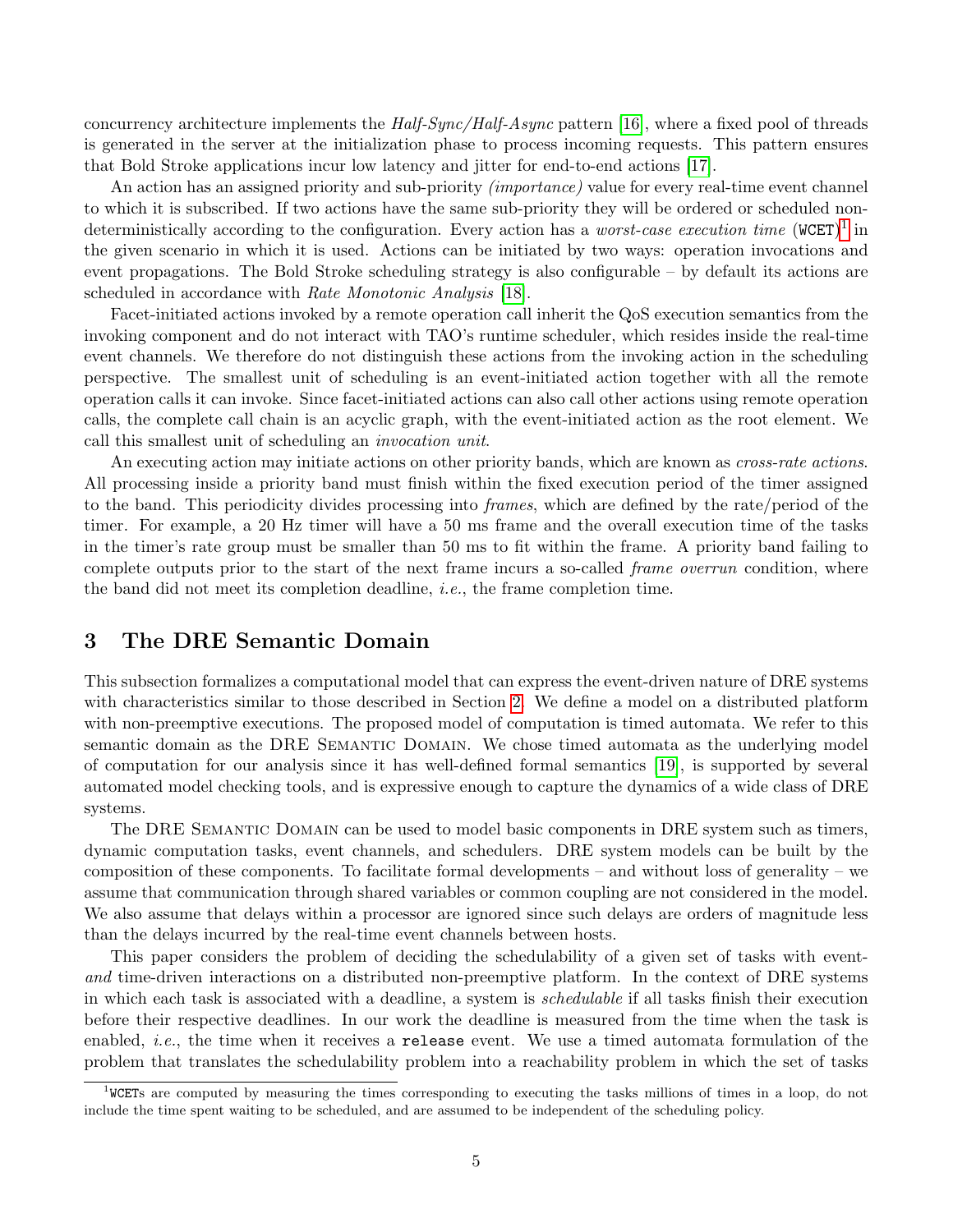concurrency architecture implements the *Half-Sync/Half-Async* pattern [16], where a fixed pool of threads is generated in the server at the initialization phase to process incoming requests. This pattern ensures that Bold Stroke applications incur low latency and jitter for end-to-end actions [17].

An action has an assigned priority and sub-priority *(importance)* value for every real-time event channel to which it is subscribed. If two actions have the same sub-priority they will be ordered or scheduled non-deterministically according to the configuration. Every action has a *worst-case execution time* (`WCET`)[1] in the given scenario in which it is used. Actions can be initiated by two ways: operation invocations and event propagations. The Bold Stroke scheduling strategy is also configurable – by default its actions are scheduled in accordance with *Rate Monotonic Analysis* [18].

Facet-initiated actions invoked by a remote operation call inherit the QoS execution semantics from the invoking component and do not interact with TAO's runtime scheduler, which resides inside the real-time event channels. We therefore do not distinguish these actions from the invoking action in the scheduling perspective. The smallest unit of scheduling is an event-initiated action together with all the remote operation calls it can invoke. Since facet-initiated actions can also call other actions using remote operation calls, the complete call chain is an acyclic graph, with the event-initiated action as the root element. We call this smallest unit of scheduling an *invocation unit*.

An executing action may initiate actions on other priority bands, which are known as *cross-rate actions*. All processing inside a priority band must finish within the fixed execution period of the timer assigned to the band. This periodicity divides processing into *frames*, which are defined by the rate/period of the timer. For example, a 20 Hz timer will have a 50 ms frame and the overall execution time of the tasks in the timer's rate group must be smaller than 50 ms to fit within the frame. A priority band failing to complete outputs prior to the start of the next frame incurs a so-called *frame overrun* condition, where the band did not meet its completion deadline, *i.e.*, the frame completion time.

# 3 The DRE Semantic Domain

This subsection formalizes a computational model that can express the event-driven nature of DRE systems with characteristics similar to those described in Section 2. We define a model on a distributed platform with non-preemptive executions. The proposed model of computation is timed automata. We refer to this semantic domain as the DRE Semantic Domain. We chose timed automata as the underlying model of computation for our analysis since it has well-defined formal semantics [19], is supported by several automated model checking tools, and is expressive enough to capture the dynamics of a wide class of DRE systems.

The DRE Semantic Domain can be used to model basic components in DRE system such as timers, dynamic computation tasks, event channels, and schedulers. DRE system models can be built by the composition of these components. To facilitate formal developments – and without loss of generality – we assume that communication through shared variables or common coupling are not considered in the model. We also assume that delays within a processor are ignored since such delays are orders of magnitude less than the delays incurred by the real-time event channels between hosts.

This paper considers the problem of deciding the schedulability of a given set of tasks with event- *and* time-driven interactions on a distributed non-preemptive platform. In the context of DRE systems in which each task is associated with a deadline, a system is *schedulable* if all tasks finish their execution before their respective deadlines. In our work the deadline is measured from the time when the task is enabled, *i.e.*, the time when it receives a `release` event. We use a timed automata formulation of the problem that translates the schedulability problem into a reachability problem in which the set of tasks

[1] `WCET`s are computed by measuring the times corresponding to executing the tasks millions of times in a loop, do not include the time spent waiting to be scheduled, and are assumed to be independent of the scheduling policy.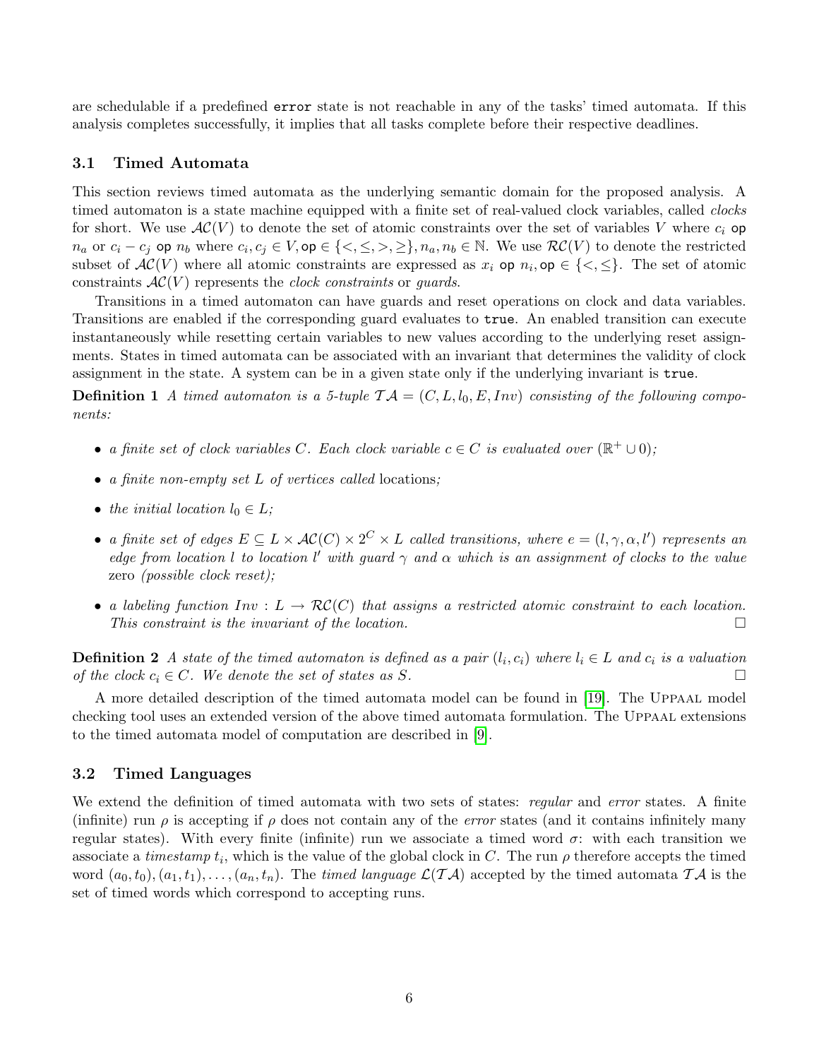are schedulable if a predefined `error` state is not reachable in any of the tasks' timed automata. If this analysis completes successfully, it implies that all tasks complete before their respective deadlines.

### 3.1 Timed Automata

This section reviews timed automata as the underlying semantic domain for the proposed analysis. A timed automaton is a state machine equipped with a finite set of real-valued clock variables, called *clocks* for short. We use $\mathcal{AC}(V)$ to denote the set of atomic constraints over the set of variables $V$ where $c_i$ $\texttt{op}$ $n_a$ or $c_i - c_j$ $\texttt{op}$ $n_b$ where $c_i, c_j \in V, \texttt{op} \in \{<, \leq, >, \geq\}, n_a, n_b \in \mathbb{N}$. We use $\mathcal{RC}(V)$ to denote the restricted subset of $\mathcal{AC}(V)$ where all atomic constraints are expressed as $x_i$ $\texttt{op}$ $n_i, \texttt{op} \in \{<, \leq\}$. The set of atomic constraints $\mathcal{AC}(V)$ represents the *clock constraints* or *guards*.

Transitions in a timed automaton can have guards and reset operations on clock and data variables. Transitions are enabled if the corresponding guard evaluates to `true`. An enabled transition can execute instantaneously while resetting certain variables to new values according to the underlying reset assignments. States in timed automata can be associated with an invariant that determines the validity of clock assignment in the state. A system can be in a given state only if the underlying invariant is `true`.

**Definition 1** *A timed automaton is a 5-tuple $\mathcal{TA} = (C, L, l_0, E, Inv)$ consisting of the following components:*

- *a finite set of clock variables $C$. Each clock variable $c \in C$ is evaluated over $(\mathbb{R}^+ \cup 0)$;*
- *a finite non-empty set $L$ of vertices called* locations*;*
- *the initial location $l_0 \in L$;*
- *a finite set of edges $E \subseteq L \times \mathcal{AC}(C) \times 2^C \times L$ called transitions, where $e = (l, \gamma, \alpha, l')$ represents an edge from location $l$ to location $l'$ with guard $\gamma$ and $\alpha$ which is an assignment of clocks to the value* zero *(possible clock reset);*
- *a labeling function $Inv : L \to \mathcal{RC}(C)$ that assigns a restricted atomic constraint to each location. This constraint is the invariant of the location.* □

**Definition 2** *A state of the timed automaton is defined as a pair $(l_i, c_i)$ where $l_i \in L$ and $c_i$ is a valuation of the clock $c_i \in C$. We denote the set of states as $S$.* □

A more detailed description of the timed automata model can be found in [19]. The Uppaal model checking tool uses an extended version of the above timed automata formulation. The Uppaal extensions to the timed automata model of computation are described in [9].

### 3.2 Timed Languages

We extend the definition of timed automata with two sets of states: *regular* and *error* states. A finite (infinite) run $\rho$ is accepting if $\rho$ does not contain any of the *error* states (and it contains infinitely many regular states). With every finite (infinite) run we associate a timed word $\sigma$: with each transition we associate a *timestamp* $t_i$, which is the value of the global clock in $C$. The run $\rho$ therefore accepts the timed word $(a_0, t_0), (a_1, t_1), \ldots, (a_n, t_n)$. The *timed language* $\mathcal{L}(\mathcal{TA})$ accepted by the timed automata $\mathcal{TA}$ is the set of timed words which correspond to accepting runs.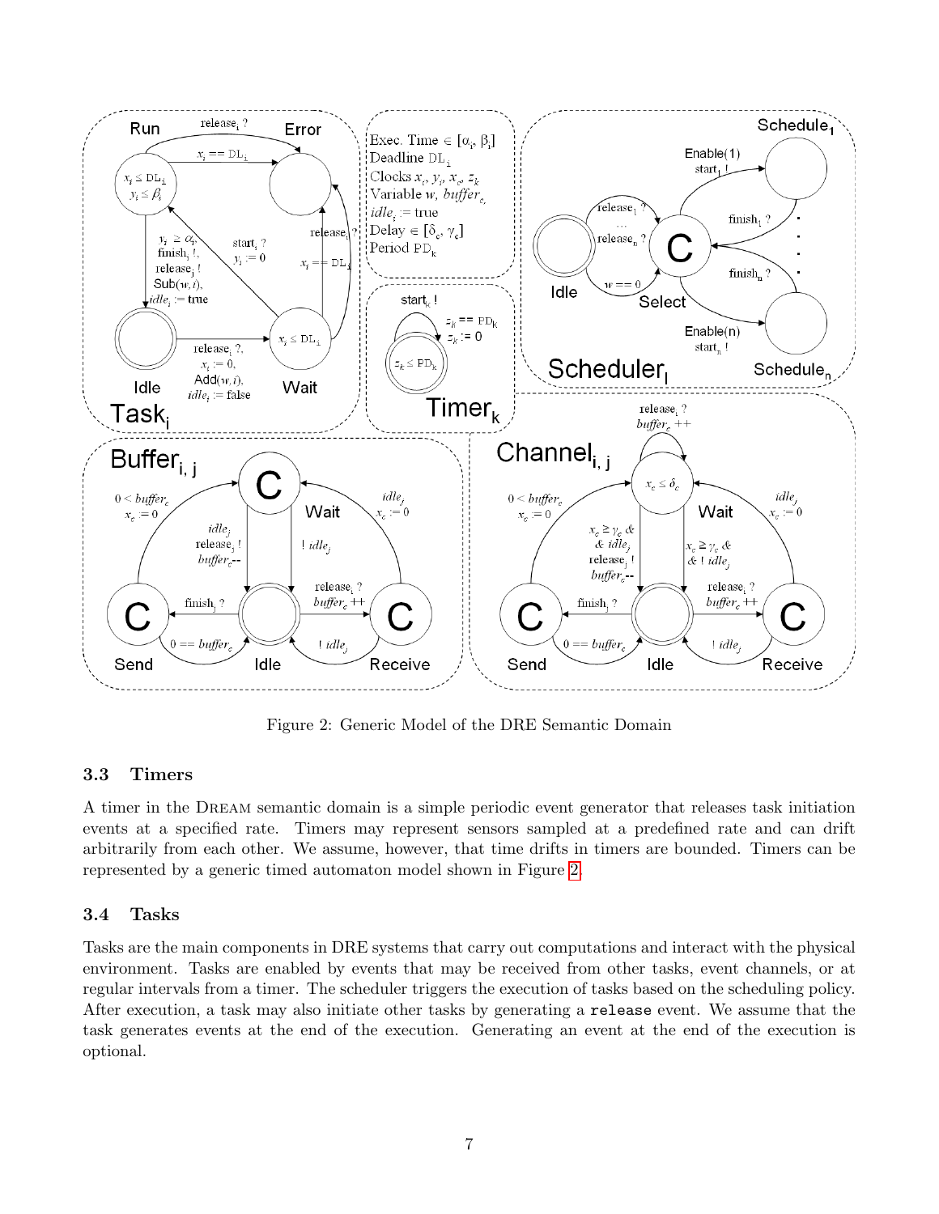Figure 2: Generic Model of the DRE Semantic Domain

### 3.3 Timers

A timer in the Dream semantic domain is a simple periodic event generator that releases task initiation events at a specified rate. Timers may represent sensors sampled at a predefined rate and can drift arbitrarily from each other. We assume, however, that time drifts in timers are bounded. Timers can be represented by a generic timed automaton model shown in Figure 2.

### 3.4 Tasks

Tasks are the main components in DRE systems that carry out computations and interact with the physical environment. Tasks are enabled by events that may be received from other tasks, event channels, or at regular intervals from a timer. The scheduler triggers the execution of tasks based on the scheduling policy. After execution, a task may also initiate other tasks by generating a `release` event. We assume that the task generates events at the end of the execution. Generating an event at the end of the execution is optional.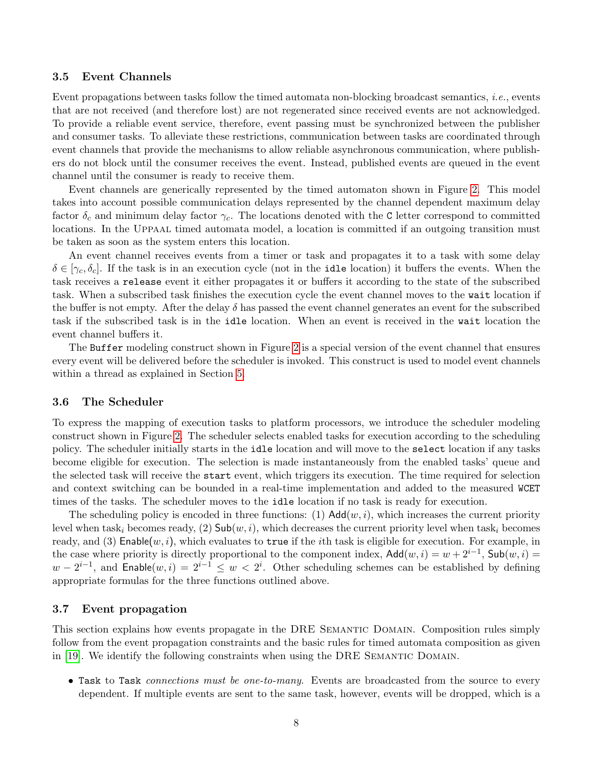### 3.5 Event Channels

Event propagations between tasks follow the timed automata non-blocking broadcast semantics, *i.e.*, events that are not received (and therefore lost) are not regenerated since received events are not acknowledged. To provide a reliable event service, therefore, event passing must be synchronized between the publisher and consumer tasks. To alleviate these restrictions, communication between tasks are coordinated through event channels that provide the mechanisms to allow reliable asynchronous communication, where publishers do not block until the consumer receives the event. Instead, published events are queued in the event channel until the consumer is ready to receive them.

Event channels are generically represented by the timed automaton shown in Figure 2. This model takes into account possible communication delays represented by the channel dependent maximum delay factor $\delta_c$ and minimum delay factor $\gamma_c$. The locations denoted with the `C` letter correspond to committed locations. In the Uppaal timed automata model, a location is committed if an outgoing transition must be taken as soon as the system enters this location.

An event channel receives events from a timer or task and propagates it to a task with some delay $\delta \in [\gamma_c, \delta_c]$. If the task is in an execution cycle (not in the `idle` location) it buffers the events. When the task receives a `release` event it either propagates it or buffers it according to the state of the subscribed task. When a subscribed task finishes the execution cycle the event channel moves to the `wait` location if the buffer is not empty. After the delay $\delta$ has passed the event channel generates an event for the subscribed task if the subscribed task is in the `idle` location. When an event is received in the `wait` location the event channel buffers it.

The `Buffer` modeling construct shown in Figure 2 is a special version of the event channel that ensures every event will be delivered before the scheduler is invoked. This construct is used to model event channels within a thread as explained in Section 5.

### 3.6 The Scheduler

To express the mapping of execution tasks to platform processors, we introduce the scheduler modeling construct shown in Figure 2. The scheduler selects enabled tasks for execution according to the scheduling policy. The scheduler initially starts in the `idle` location and will move to the `select` location if any tasks become eligible for execution. The selection is made instantaneously from the enabled tasks' queue and the selected task will receive the `start` event, which triggers its execution. The time required for selection and context switching can be bounded in a real-time implementation and added to the measured `WCET` times of the tasks. The scheduler moves to the `idle` location if no task is ready for execution.

The scheduling policy is encoded in three functions: (1) $\mathsf{Add}(w, i)$, which increases the current priority level when task$_i$ becomes ready, (2) $\mathsf{Sub}(w, i)$, which decreases the current priority level when task$_i$ becomes ready, and (3) $\mathsf{Enable}(w, i)$, which evaluates to `true` if the $i$th task is eligible for execution. For example, in the case where priority is directly proportional to the component index, $\mathsf{Add}(w, i) = w + 2^{i-1}$, $\mathsf{Sub}(w, i) = w - 2^{i-1}$, and $\mathsf{Enable}(w, i) = 2^{i-1} \leq w < 2^i$. Other scheduling schemes can be established by defining appropriate formulas for the three functions outlined above.

### 3.7 Event propagation

This section explains how events propagate in the DRE Semantic Domain. Composition rules simply follow from the event propagation constraints and the basic rules for timed automata composition as given in [19]. We identify the following constraints when using the DRE Semantic Domain.

- `Task` to `Task` *connections must be one-to-many*. Events are broadcasted from the source to every dependent. If multiple events are sent to the same task, however, events will be dropped, which is a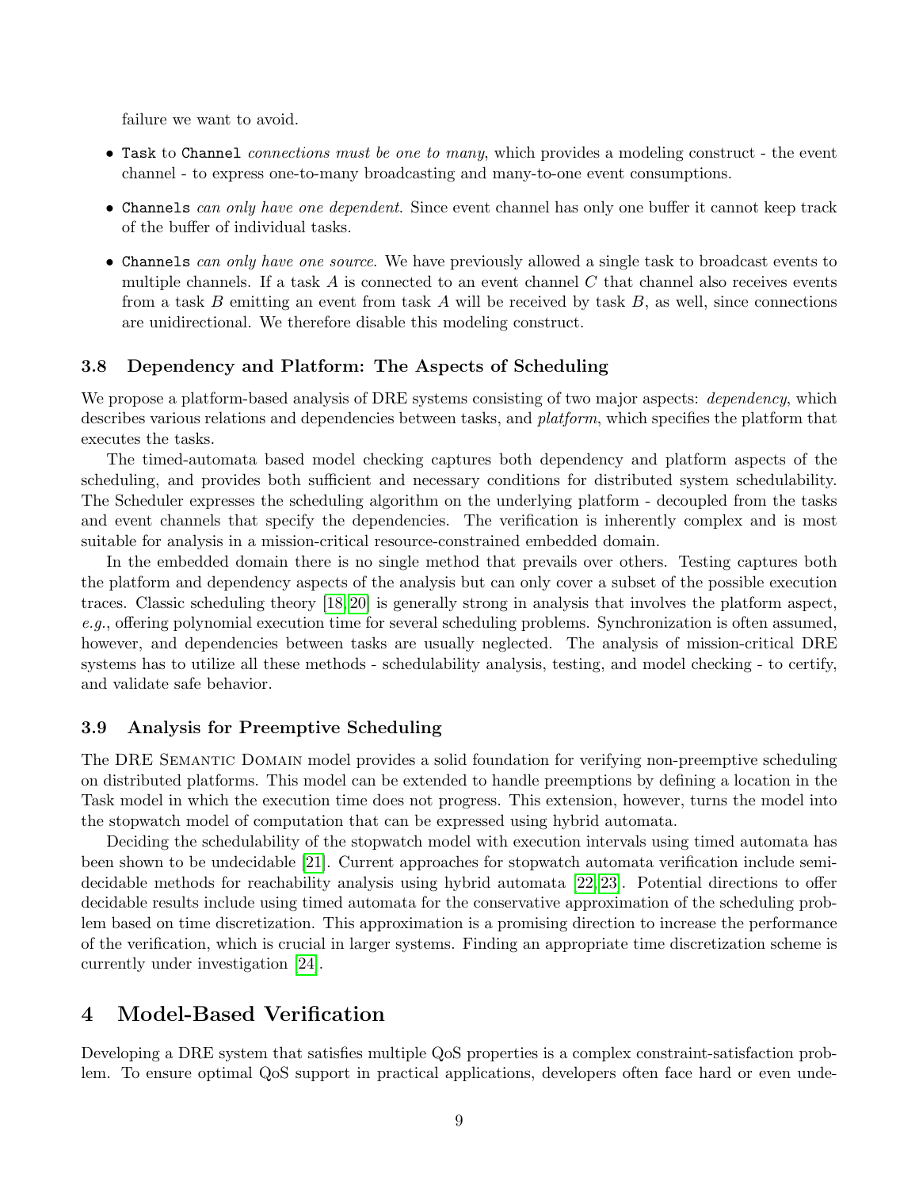failure we want to avoid.

- `Task` to `Channel` *connections must be one to many*, which provides a modeling construct - the event channel - to express one-to-many broadcasting and many-to-one event consumptions.
- `Channels` *can only have one dependent*. Since event channel has only one buffer it cannot keep track of the buffer of individual tasks.
- `Channels` *can only have one source*. We have previously allowed a single task to broadcast events to multiple channels. If a task $A$ is connected to an event channel $C$ that channel also receives events from a task $B$ emitting an event from task $A$ will be received by task $B$, as well, since connections are unidirectional. We therefore disable this modeling construct.

### 3.8 Dependency and Platform: The Aspects of Scheduling

We propose a platform-based analysis of DRE systems consisting of two major aspects: *dependency*, which describes various relations and dependencies between tasks, and *platform*, which specifies the platform that executes the tasks.

The timed-automata based model checking captures both dependency and platform aspects of the scheduling, and provides both sufficient and necessary conditions for distributed system schedulability. The Scheduler expresses the scheduling algorithm on the underlying platform - decoupled from the tasks and event channels that specify the dependencies. The verification is inherently complex and is most suitable for analysis in a mission-critical resource-constrained embedded domain.

In the embedded domain there is no single method that prevails over others. Testing captures both the platform and dependency aspects of the analysis but can only cover a subset of the possible execution traces. Classic scheduling theory [18, 20] is generally strong in analysis that involves the platform aspect, *e.g.*, offering polynomial execution time for several scheduling problems. Synchronization is often assumed, however, and dependencies between tasks are usually neglected. The analysis of mission-critical DRE systems has to utilize all these methods - schedulability analysis, testing, and model checking - to certify, and validate safe behavior.

### 3.9 Analysis for Preemptive Scheduling

The DRE Semantic Domain model provides a solid foundation for verifying non-preemptive scheduling on distributed platforms. This model can be extended to handle preemptions by defining a location in the Task model in which the execution time does not progress. This extension, however, turns the model into the stopwatch model of computation that can be expressed using hybrid automata.

Deciding the schedulability of the stopwatch model with execution intervals using timed automata has been shown to be undecidable [21]. Current approaches for stopwatch automata verification include semi-decidable methods for reachability analysis using hybrid automata [22, 23]. Potential directions to offer decidable results include using timed automata for the conservative approximation of the scheduling problem based on time discretization. This approximation is a promising direction to increase the performance of the verification, which is crucial in larger systems. Finding an appropriate time discretization scheme is currently under investigation [24].

## 4 Model-Based Verification

Developing a DRE system that satisfies multiple QoS properties is a complex constraint-satisfaction problem. To ensure optimal QoS support in practical applications, developers often face hard or even unde-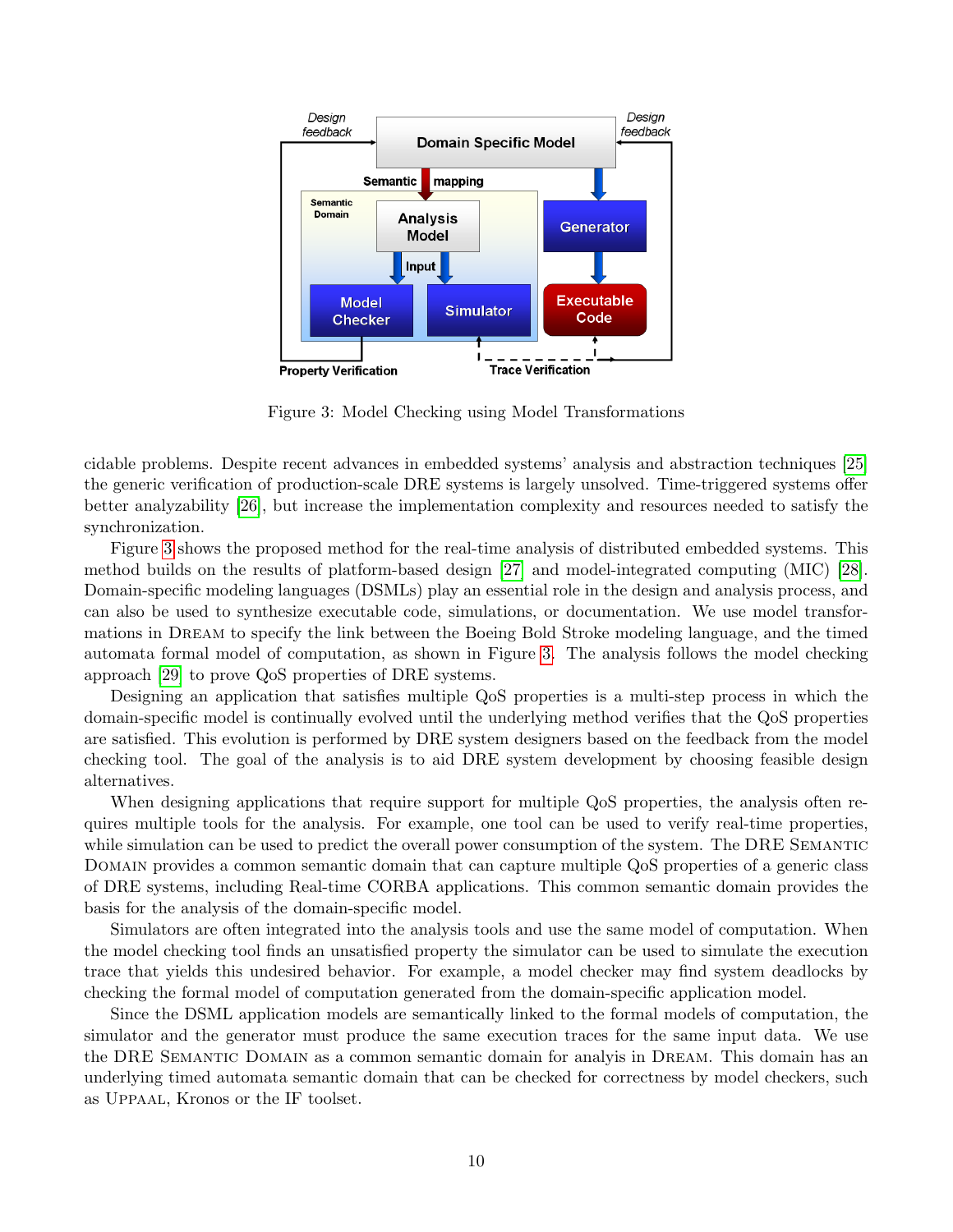Figure 3: Model Checking using Model Transformations

cidable problems. Despite recent advances in embedded systems' analysis and abstraction techniques [25] the generic verification of production-scale DRE systems is largely unsolved. Time-triggered systems offer better analyzability [26], but increase the implementation complexity and resources needed to satisfy the synchronization.

Figure 3 shows the proposed method for the real-time analysis of distributed embedded systems. This method builds on the results of platform-based design [27] and model-integrated computing (MIC) [28]. Domain-specific modeling languages (DSMLs) play an essential role in the design and analysis process, and can also be used to synthesize executable code, simulations, or documentation. We use model transformations in DREAM to specify the link between the Boeing Bold Stroke modeling language, and the timed automata formal model of computation, as shown in Figure 3. The analysis follows the model checking approach [29] to prove QoS properties of DRE systems.

Designing an application that satisfies multiple QoS properties is a multi-step process in which the domain-specific model is continually evolved until the underlying method verifies that the QoS properties are satisfied. This evolution is performed by DRE system designers based on the feedback from the model checking tool. The goal of the analysis is to aid DRE system development by choosing feasible design alternatives.

When designing applications that require support for multiple QoS properties, the analysis often requires multiple tools for the analysis. For example, one tool can be used to verify real-time properties, while simulation can be used to predict the overall power consumption of the system. The DRE SEMANTIC DOMAIN provides a common semantic domain that can capture multiple QoS properties of a generic class of DRE systems, including Real-time CORBA applications. This common semantic domain provides the basis for the analysis of the domain-specific model.

Simulators are often integrated into the analysis tools and use the same model of computation. When the model checking tool finds an unsatisfied property the simulator can be used to simulate the execution trace that yields this undesired behavior. For example, a model checker may find system deadlocks by checking the formal model of computation generated from the domain-specific application model.

Since the DSML application models are semantically linked to the formal models of computation, the simulator and the generator must produce the same execution traces for the same input data. We use the DRE SEMANTIC DOMAIN as a common semantic domain for analysis in DREAM. This domain has an underlying timed automata semantic domain that can be checked for correctness by model checkers, such as UPPAAL, Kronos or the IF toolset.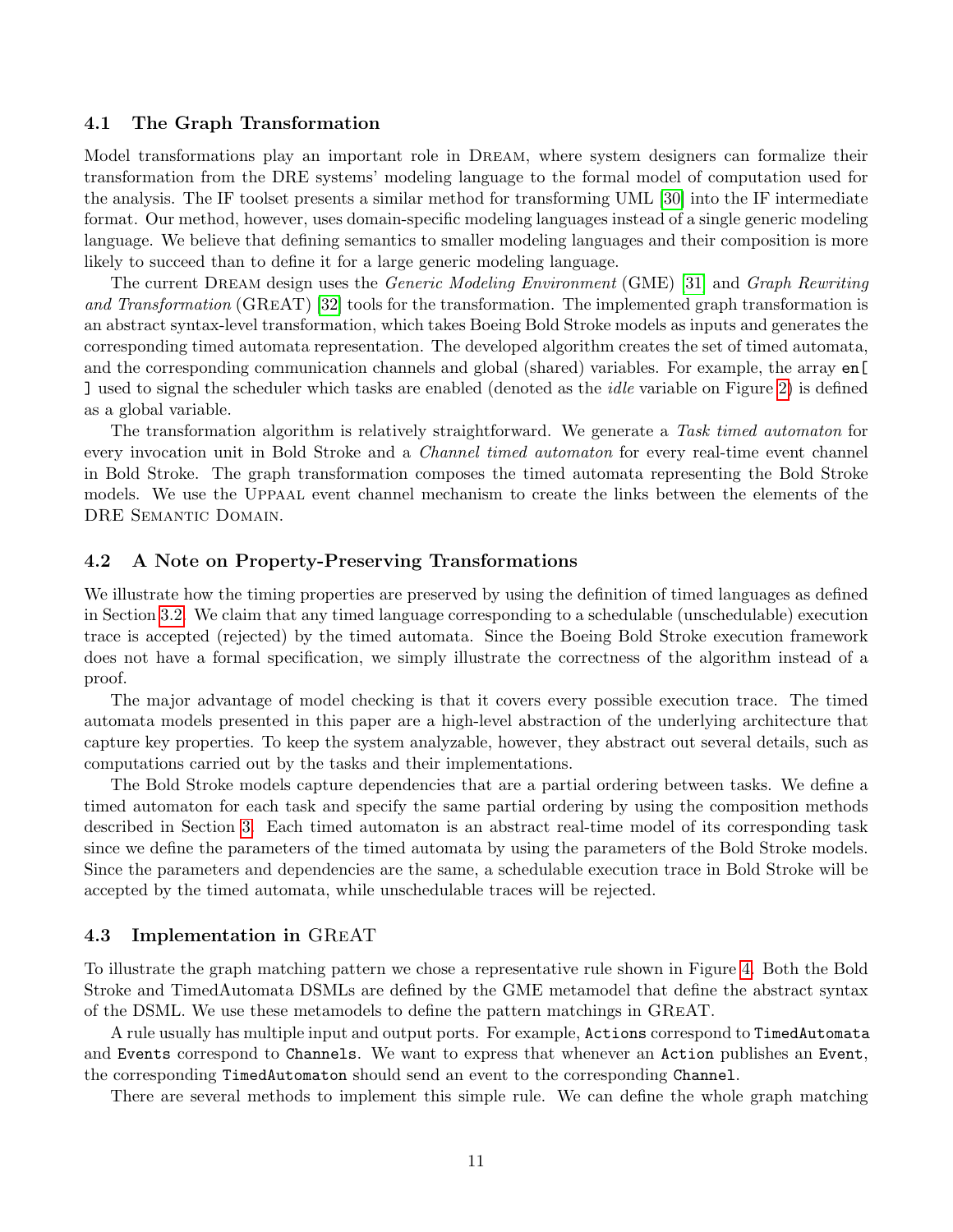### 4.1 The Graph Transformation

Model transformations play an important role in DREAM, where system designers can formalize their transformation from the DRE systems' modeling language to the formal model of computation used for the analysis. The IF toolset presents a similar method for transforming UML [30] into the IF intermediate format. Our method, however, uses domain-specific modeling languages instead of a single generic modeling language. We believe that defining semantics to smaller modeling languages and their composition is more likely to succeed than to define it for a large generic modeling language.

The current DREAM design uses the *Generic Modeling Environment* (GME) [31] and *Graph Rewriting and Transformation* (GREAT) [32] tools for the transformation. The implemented graph transformation is an abstract syntax-level transformation, which takes Boeing Bold Stroke models as inputs and generates the corresponding timed automata representation. The developed algorithm creates the set of timed automata, and the corresponding communication channels and global (shared) variables. For example, the array `en[ ]` used to signal the scheduler which tasks are enabled (denoted as the *idle* variable on Figure 2) is defined as a global variable.

The transformation algorithm is relatively straightforward. We generate a *Task timed automaton* for every invocation unit in Bold Stroke and a *Channel timed automaton* for every real-time event channel in Bold Stroke. The graph transformation composes the timed automata representing the Bold Stroke models. We use the UPPAAL event channel mechanism to create the links between the elements of the DRE SEMANTIC DOMAIN.

### 4.2 A Note on Property-Preserving Transformations

We illustrate how the timing properties are preserved by using the definition of timed languages as defined in Section 3.2. We claim that any timed language corresponding to a schedulable (unschedulable) execution trace is accepted (rejected) by the timed automata. Since the Boeing Bold Stroke execution framework does not have a formal specification, we simply illustrate the correctness of the algorithm instead of a proof.

The major advantage of model checking is that it covers every possible execution trace. The timed automata models presented in this paper are a high-level abstraction of the underlying architecture that capture key properties. To keep the system analyzable, however, they abstract out several details, such as computations carried out by the tasks and their implementations.

The Bold Stroke models capture dependencies that are a partial ordering between tasks. We define a timed automaton for each task and specify the same partial ordering by using the composition methods described in Section 3. Each timed automaton is an abstract real-time model of its corresponding task since we define the parameters of the timed automata by using the parameters of the Bold Stroke models. Since the parameters and dependencies are the same, a schedulable execution trace in Bold Stroke will be accepted by the timed automata, while unschedulable traces will be rejected.

### 4.3 Implementation in GREAT

To illustrate the graph matching pattern we chose a representative rule shown in Figure 4. Both the Bold Stroke and TimedAutomata DSMLs are defined by the GME metamodel that define the abstract syntax of the DSML. We use these metamodels to define the pattern matchings in GREAT.

A rule usually has multiple input and output ports. For example, `Actions` correspond to `TimedAutomata` and `Events` correspond to `Channels`. We want to express that whenever an `Action` publishes an `Event`, the corresponding `TimedAutomaton` should send an event to the corresponding `Channel`.

There are several methods to implement this simple rule. We can define the whole graph matching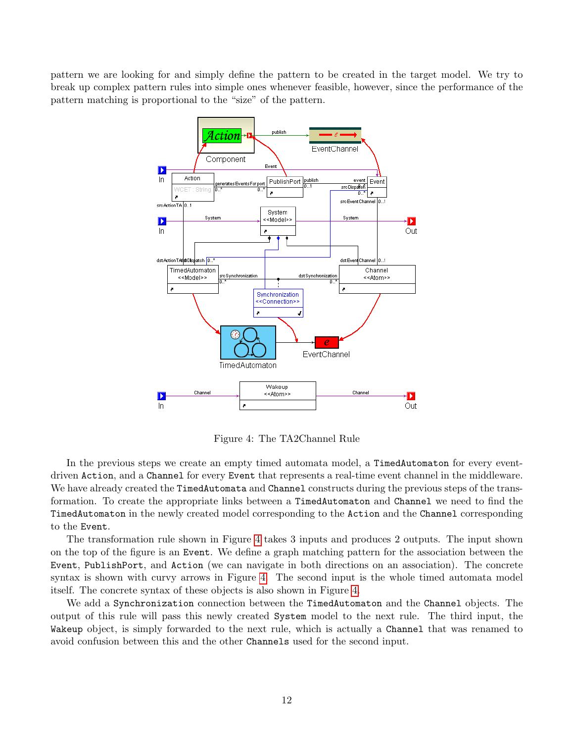pattern we are looking for and simply define the pattern to be created in the target model. We try to break up complex pattern rules into simple ones whenever feasible, however, since the performance of the pattern matching is proportional to the "size" of the pattern.

Figure 4: The TA2Channel Rule

In the previous steps we create an empty timed automata model, a `TimedAutomaton` for every event-driven `Action`, and a `Channel` for every `Event` that represents a real-time event channel in the middleware. We have already created the `TimedAutomata` and `Channel` constructs during the previous steps of the transformation. To create the appropriate links between a `TimedAutomaton` and `Channel` we need to find the `TimedAutomaton` in the newly created model corresponding to the `Action` and the `Channel` corresponding to the `Event`.

The transformation rule shown in Figure 4 takes 3 inputs and produces 2 outputs. The input shown on the top of the figure is an `Event`. We define a graph matching pattern for the association between the `Event`, `PublishPort`, and `Action` (we can navigate in both directions on an association). The concrete syntax is shown with curvy arrows in Figure 4. The second input is the whole timed automata model itself. The concrete syntax of these objects is also shown in Figure 4.

We add a `Synchronization` connection between the `TimedAutomaton` and the `Channel` objects. The output of this rule will pass this newly created `System` model to the next rule. The third input, the `Wakeup` object, is simply forwarded to the next rule, which is actually a `Channel` that was renamed to avoid confusion between this and the other `Channels` used for the second input.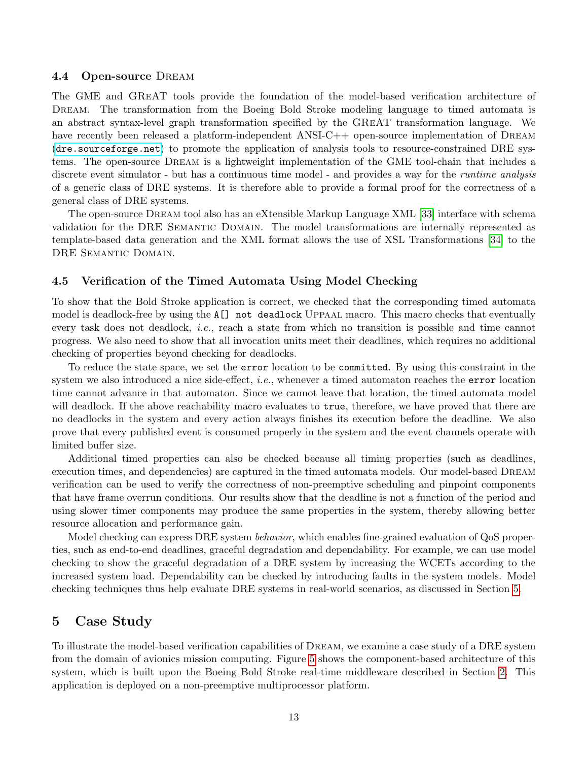### 4.4 Open-source Dream

The GME and GReAT tools provide the foundation of the model-based verification architecture of Dream. The transformation from the Boeing Bold Stroke modeling language to timed automata is an abstract syntax-level graph transformation specified by the GReAT transformation language. We have recently been released a platform-independent ANSI-C++ open-source implementation of Dream (`dre.sourceforge.net`) to promote the application of analysis tools to resource-constrained DRE systems. The open-source Dream is a lightweight implementation of the GME tool-chain that includes a discrete event simulator - but has a continuous time model - and provides a way for the *runtime analysis* of a generic class of DRE systems. It is therefore able to provide a formal proof for the correctness of a general class of DRE systems.

The open-source Dream tool also has an eXtensible Markup Language XML [33] interface with schema validation for the DRE Semantic Domain. The model transformations are internally represented as template-based data generation and the XML format allows the use of XSL Transformations [34] to the DRE Semantic Domain.

### 4.5 Verification of the Timed Automata Using Model Checking

To show that the Bold Stroke application is correct, we checked that the corresponding timed automata model is deadlock-free by using the `A[] not deadlock` Uppaal macro. This macro checks that eventually every task does not deadlock, *i.e.*, reach a state from which no transition is possible and time cannot progress. We also need to show that all invocation units meet their deadlines, which requires no additional checking of properties beyond checking for deadlocks.

To reduce the state space, we set the `error` location to be `committed`. By using this constraint in the system we also introduced a nice side-effect, *i.e.*, whenever a timed automaton reaches the `error` location time cannot advance in that automaton. Since we cannot leave that location, the timed automata model will deadlock. If the above reachability macro evaluates to `true`, therefore, we have proved that there are no deadlocks in the system and every action always finishes its execution before the deadline. We also prove that every published event is consumed properly in the system and the event channels operate with limited buffer size.

Additional timed properties can also be checked because all timing properties (such as deadlines, execution times, and dependencies) are captured in the timed automata models. Our model-based Dream verification can be used to verify the correctness of non-preemptive scheduling and pinpoint components that have frame overrun conditions. Our results show that the deadline is not a function of the period and using slower timer components may produce the same properties in the system, thereby allowing better resource allocation and performance gain.

Model checking can express DRE system *behavior*, which enables fine-grained evaluation of QoS properties, such as end-to-end deadlines, graceful degradation and dependability. For example, we can use model checking to show the graceful degradation of a DRE system by increasing the WCETs according to the increased system load. Dependability can be checked by introducing faults in the system models. Model checking techniques thus help evaluate DRE systems in real-world scenarios, as discussed in Section 5.

## 5 Case Study

To illustrate the model-based verification capabilities of Dream, we examine a case study of a DRE system from the domain of avionics mission computing. Figure 5 shows the component-based architecture of this system, which is built upon the Boeing Bold Stroke real-time middleware described in Section 2. This application is deployed on a non-preemptive multiprocessor platform.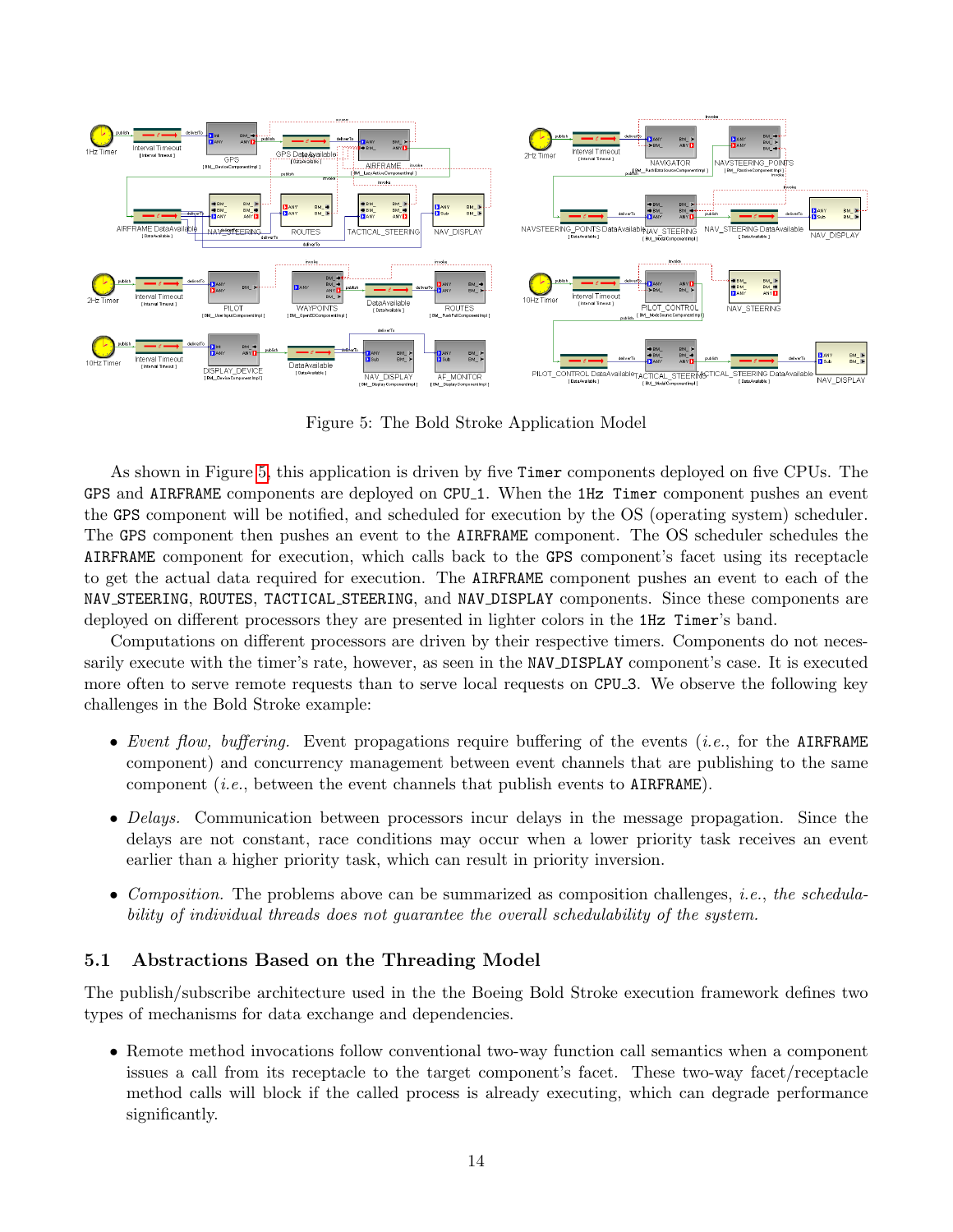Figure 5: The Bold Stroke Application Model

As shown in Figure 5, this application is driven by five `Timer` components deployed on five CPUs. The `GPS` and `AIRFRAME` components are deployed on `CPU_1`. When the `1Hz Timer` component pushes an event the `GPS` component will be notified, and scheduled for execution by the OS (operating system) scheduler. The `GPS` component then pushes an event to the `AIRFRAME` component. The OS scheduler schedules the `AIRFRAME` component for execution, which calls back to the `GPS` component's facet using its receptacle to get the actual data required for execution. The `AIRFRAME` component pushes an event to each of the `NAV_STEERING`, `ROUTES`, `TACTICAL_STEERING`, and `NAV_DISPLAY` components. Since these components are deployed on different processors they are presented in lighter colors in the `1Hz Timer`'s band.

Computations on different processors are driven by their respective timers. Components do not necessarily execute with the timer's rate, however, as seen in the `NAV_DISPLAY` component's case. It is executed more often to serve remote requests than to serve local requests on `CPU_3`. We observe the following key challenges in the Bold Stroke example:

- *Event flow, buffering.* Event propagations require buffering of the events (*i.e.*, for the `AIRFRAME` component) and concurrency management between event channels that are publishing to the same component (*i.e.*, between the event channels that publish events to `AIRFRAME`).
- *Delays.* Communication between processors incur delays in the message propagation. Since the delays are not constant, race conditions may occur when a lower priority task receives an event earlier than a higher priority task, which can result in priority inversion.
- *Composition.* The problems above can be summarized as composition challenges, *i.e., the schedulability of individual threads does not guarantee the overall schedulability of the system.*

### 5.1 Abstractions Based on the Threading Model

The publish/subscribe architecture used in the the Boeing Bold Stroke execution framework defines two types of mechanisms for data exchange and dependencies.

- Remote method invocations follow conventional two-way function call semantics when a component issues a call from its receptacle to the target component's facet. These two-way facet/receptacle method calls will block if the called process is already executing, which can degrade performance significantly.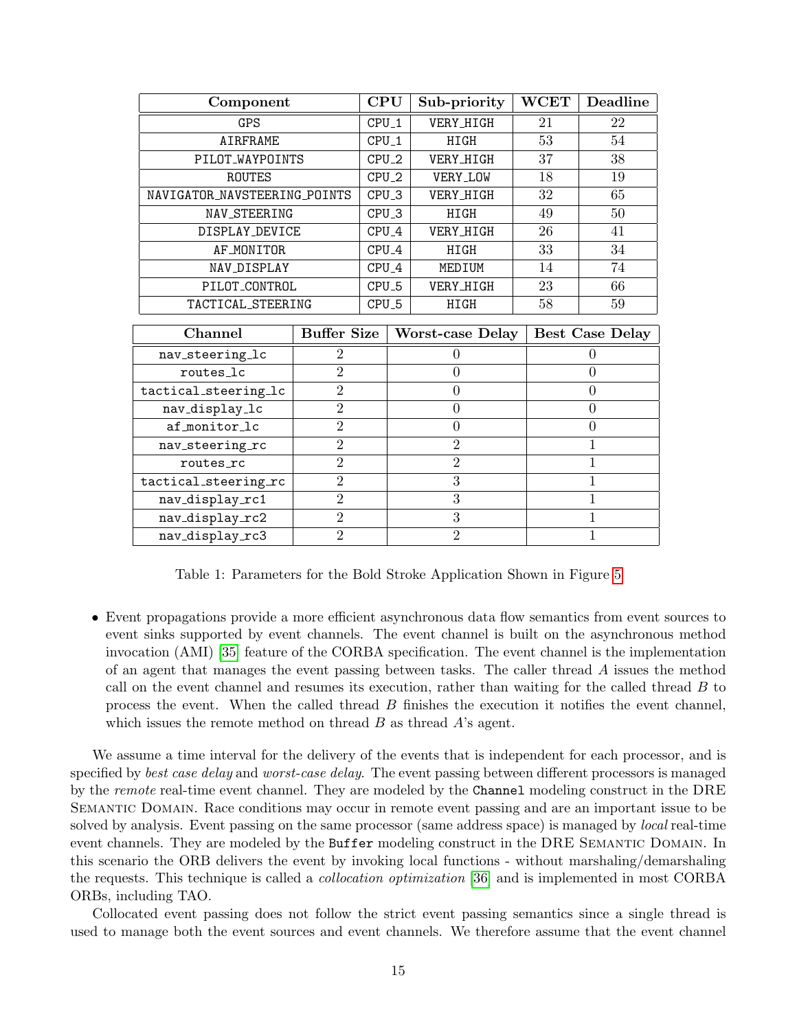| Component | CPU | Sub-priority | WCET | Deadline |
|---|---|---|---|---|
| GPS | CPU_1 | VERY_HIGH | 21 | 22 |
| AIRFRAME | CPU_1 | HIGH | 53 | 54 |
| PILOT_WAYPOINTS | CPU_2 | VERY_HIGH | 37 | 38 |
| ROUTES | CPU_2 | VERY_LOW | 18 | 19 |
| NAVIGATOR_NAVSTEERING_POINTS | CPU_3 | VERY_HIGH | 32 | 65 |
| NAV_STEERING | CPU_3 | HIGH | 49 | 50 |
| DISPLAY_DEVICE | CPU_4 | VERY_HIGH | 26 | 41 |
| AF_MONITOR | CPU_4 | HIGH | 33 | 34 |
| NAV_DISPLAY | CPU_4 | MEDIUM | 14 | 74 |
| PILOT_CONTROL | CPU_5 | VERY_HIGH | 23 | 66 |
| TACTICAL_STEERING | CPU_5 | HIGH | 58 | 59 |

| Channel | Buffer Size | Worst-case Delay | Best Case Delay |
|---|---|---|---|
| nav_steering_lc | 2 | 0 | 0 |
| routes_lc | 2 | 0 | 0 |
| tactical_steering_lc | 2 | 0 | 0 |
| nav_display_lc | 2 | 0 | 0 |
| af_monitor_lc | 2 | 0 | 0 |
| nav_steering_rc | 2 | 2 | 1 |
| routes_rc | 2 | 2 | 1 |
| tactical_steering_rc | 2 | 3 | 1 |
| nav_display_rc1 | 2 | 3 | 1 |
| nav_display_rc2 | 2 | 3 | 1 |
| nav_display_rc3 | 2 | 2 | 1 |

Table 1: Parameters for the Bold Stroke Application Shown in Figure 5

- Event propagations provide a more efficient asynchronous data flow semantics from event sources to event sinks supported by event channels. The event channel is built on the asynchronous method invocation (AMI) [35] feature of the CORBA specification. The event channel is the implementation of an agent that manages the event passing between tasks. The caller thread $A$ issues the method call on the event channel and resumes its execution, rather than waiting for the called thread $B$ to process the event. When the called thread $B$ finishes the execution it notifies the event channel, which issues the remote method on thread $B$ as thread $A$'s agent.

We assume a time interval for the delivery of the events that is independent for each processor, and is specified by *best case delay* and *worst-case delay*. The event passing between different processors is managed by the *remote* real-time event channel. They are modeled by the `Channel` modeling construct in the DRE Semantic Domain. Race conditions may occur in remote event passing and are an important issue to be solved by analysis. Event passing on the same processor (same address space) is managed by *local* real-time event channels. They are modeled by the `Buffer` modeling construct in the DRE Semantic Domain. In this scenario the ORB delivers the event by invoking local functions - without marshaling/demarshaling the requests. This technique is called a *collocation optimization* [36] and is implemented in most CORBA ORBs, including TAO.

Collocated event passing does not follow the strict event passing semantics since a single thread is used to manage both the event sources and event channels. We therefore assume that the event channel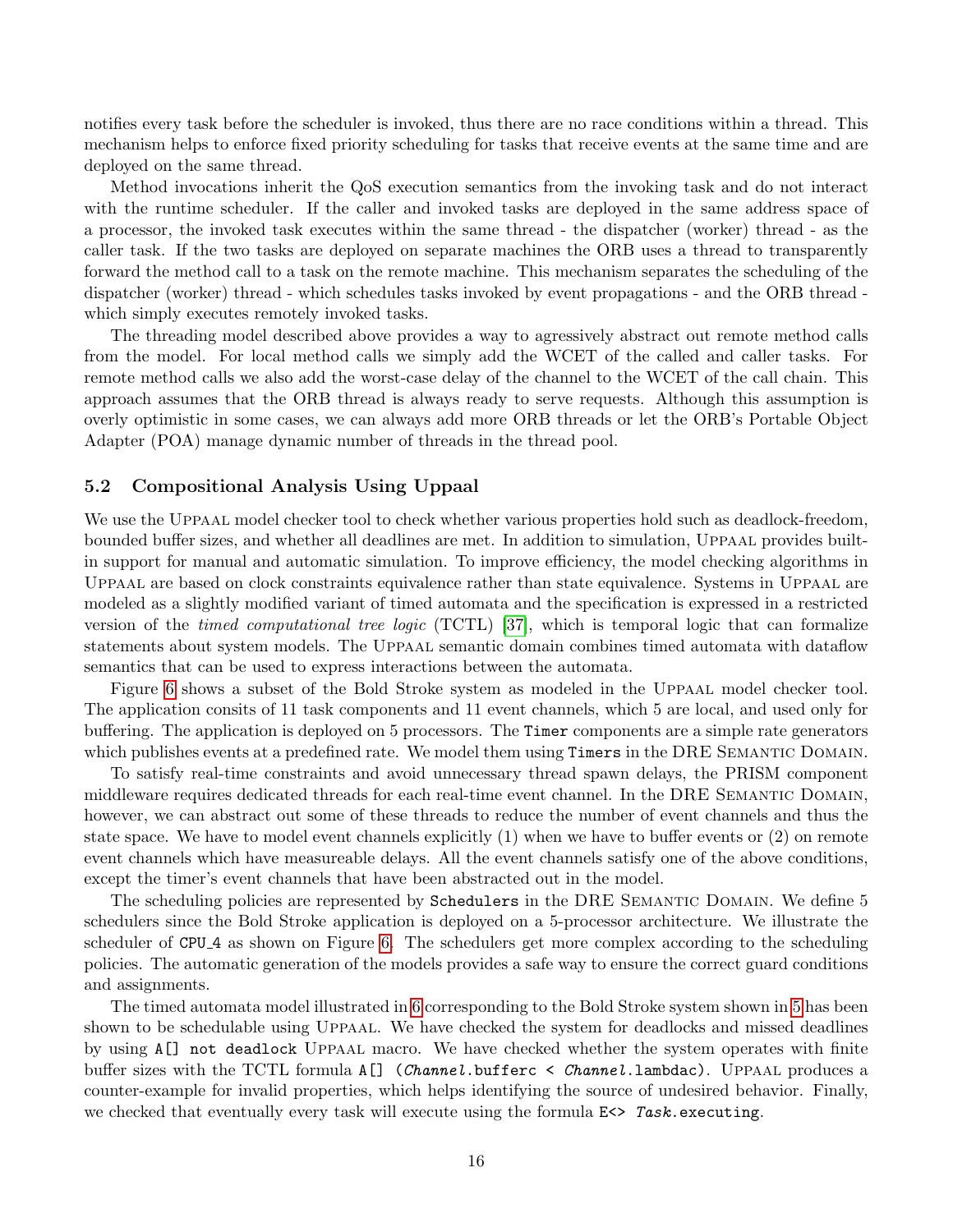notifies every task before the scheduler is invoked, thus there are no race conditions within a thread. This mechanism helps to enforce fixed priority scheduling for tasks that receive events at the same time and are deployed on the same thread.

Method invocations inherit the QoS execution semantics from the invoking task and do not interact with the runtime scheduler. If the caller and invoked tasks are deployed in the same address space of a processor, the invoked task executes within the same thread - the dispatcher (worker) thread - as the caller task. If the two tasks are deployed on separate machines the ORB uses a thread to transparently forward the method call to a task on the remote machine. This mechanism separates the scheduling of the dispatcher (worker) thread - which schedules tasks invoked by event propagations - and the ORB thread - which simply executes remotely invoked tasks.

The threading model described above provides a way to agressively abstract out remote method calls from the model. For local method calls we simply add the WCET of the called and caller tasks. For remote method calls we also add the worst-case delay of the channel to the WCET of the call chain. This approach assumes that the ORB thread is always ready to serve requests. Although this assumption is overly optimistic in some cases, we can always add more ORB threads or let the ORB's Portable Object Adapter (POA) manage dynamic number of threads in the thread pool.

### 5.2 Compositional Analysis Using Uppaal

We use the Uppaal model checker tool to check whether various properties hold such as deadlock-freedom, bounded buffer sizes, and whether all deadlines are met. In addition to simulation, Uppaal provides built-in support for manual and automatic simulation. To improve efficiency, the model checking algorithms in Uppaal are based on clock constraints equivalence rather than state equivalence. Systems in Uppaal are modeled as a slightly modified variant of timed automata and the specification is expressed in a restricted version of the *timed computational tree logic* (TCTL) [37], which is temporal logic that can formalize statements about system models. The Uppaal semantic domain combines timed automata with dataflow semantics that can be used to express interactions between the automata.

Figure 6 shows a subset of the Bold Stroke system as modeled in the Uppaal model checker tool. The application consits of 11 task components and 11 event channels, which 5 are local, and used only for buffering. The application is deployed on 5 processors. The `Timer` components are a simple rate generators which publishes events at a predefined rate. We model them using `Timers` in the DRE Semantic Domain.

To satisfy real-time constraints and avoid unnecessary thread spawn delays, the PRISM component middleware requires dedicated threads for each real-time event channel. In the DRE Semantic Domain, however, we can abstract out some of these threads to reduce the number of event channels and thus the state space. We have to model event channels explicitly (1) when we have to buffer events or (2) on remote event channels which have measureable delays. All the event channels satisfy one of the above conditions, except the timer's event channels that have been abstracted out in the model.

The scheduling policies are represented by `Schedulers` in the DRE Semantic Domain. We define 5 schedulers since the Bold Stroke application is deployed on a 5-processor architecture. We illustrate the scheduler of `CPU_4` as shown on Figure 6. The schedulers get more complex according to the scheduling policies. The automatic generation of the models provides a safe way to ensure the correct guard conditions and assignments.

The timed automata model illustrated in 6 corresponding to the Bold Stroke system shown in 5 has been shown to be schedulable using Uppaal. We have checked the system for deadlocks and missed deadlines by using `A[] not deadlock` Uppaal macro. We have checked whether the system operates with finite buffer sizes with the TCTL formula `A[] (`*`Channel`*`.bufferc < `*`Channel`*`.lambdac)`. Uppaal produces a counter-example for invalid properties, which helps identifying the source of undesired behavior. Finally, we checked that eventually every task will execute using the formula `E<> `*`Task`*`.executing`.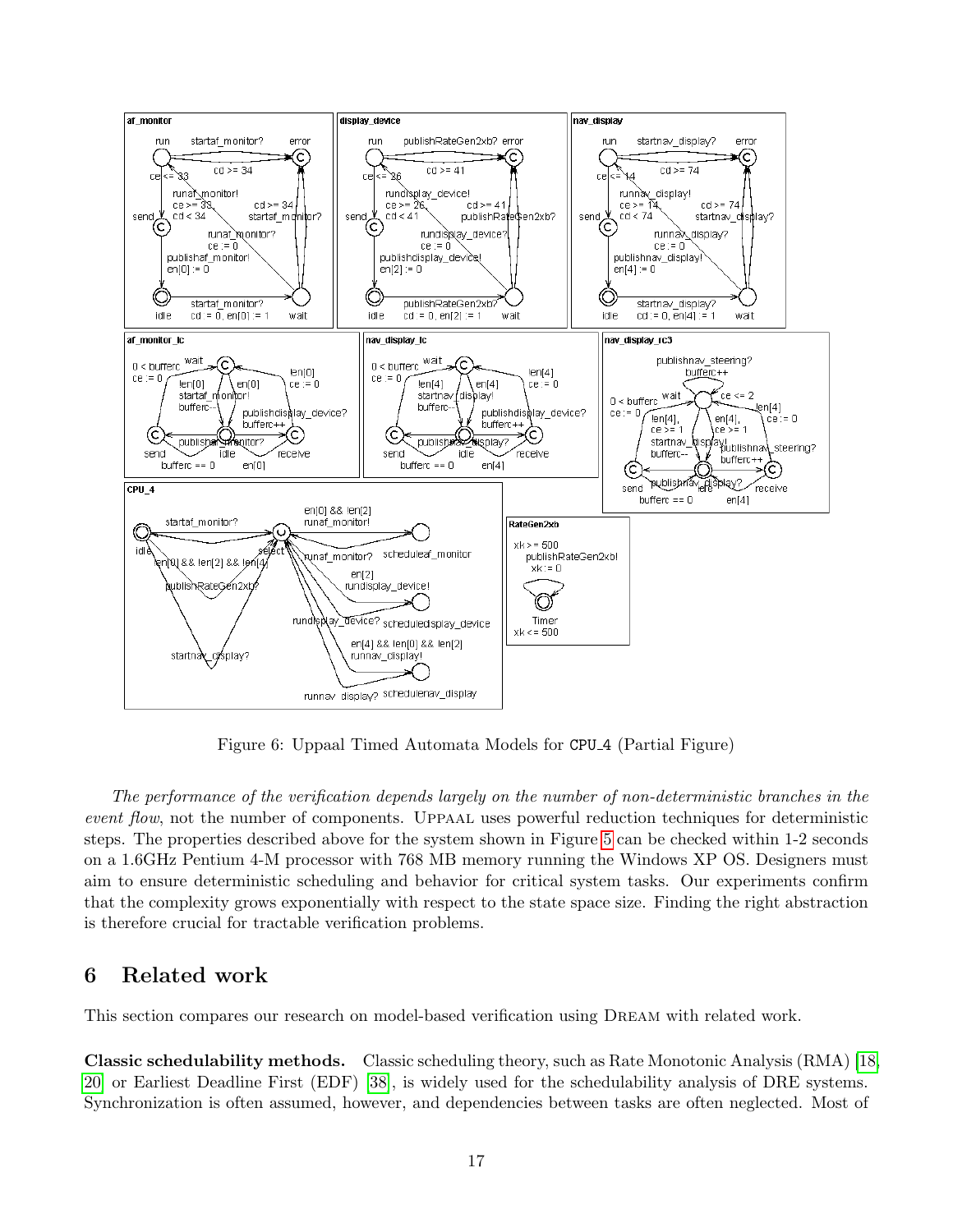Figure 6: Uppaal Timed Automata Models for CPU_4 (Partial Figure)

*The performance of the verification depends largely on the number of non-deterministic branches in the event flow*, not the number of components. UPPAAL uses powerful reduction techniques for deterministic steps. The properties described above for the system shown in Figure 5 can be checked within 1-2 seconds on a 1.6GHz Pentium 4-M processor with 768 MB memory running the Windows XP OS. Designers must aim to ensure deterministic scheduling and behavior for critical system tasks. Our experiments confirm that the complexity grows exponentially with respect to the state space size. Finding the right abstraction is therefore crucial for tractable verification problems.

## 6 Related work

This section compares our research on model-based verification using DREAM with related work.

**Classic schedulability methods.** Classic scheduling theory, such as Rate Monotonic Analysis (RMA) [18, 20] or Earliest Deadline First (EDF) [38], is widely used for the schedulability analysis of DRE systems. Synchronization is often assumed, however, and dependencies between tasks are often neglected. Most of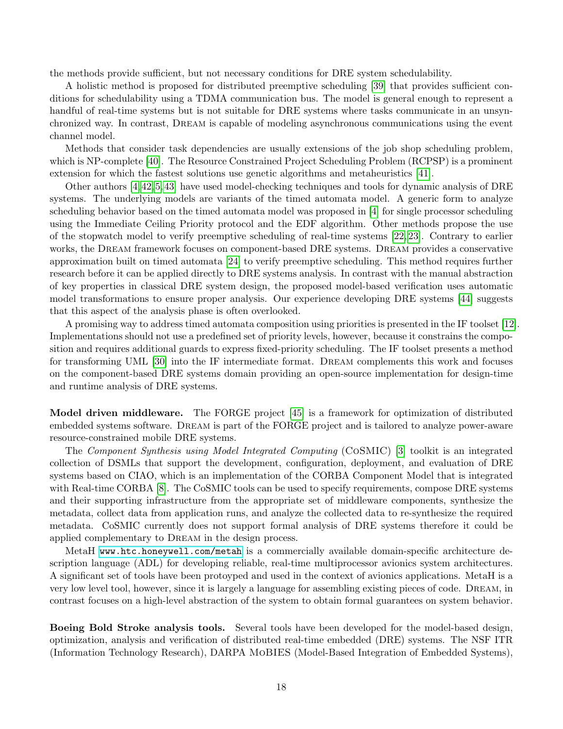the methods provide sufficient, but not necessary conditions for DRE system schedulability.

A holistic method is proposed for distributed preemptive scheduling [39] that provides sufficient conditions for schedulability using a TDMA communication bus. The model is general enough to represent a handful of real-time systems but is not suitable for DRE systems where tasks communicate in an unsynchronized way. In contrast, DREAM is capable of modeling asynchronous communications using the event channel model.

Methods that consider task dependencies are usually extensions of the job shop scheduling problem, which is NP-complete [40]. The Resource Constrained Project Scheduling Problem (RCPSP) is a prominent extension for which the fastest solutions use genetic algorithms and metaheuristics [41].

Other authors [4,42,5,43] have used model-checking techniques and tools for dynamic analysis of DRE systems. The underlying models are variants of the timed automata model. A generic form to analyze scheduling behavior based on the timed automata model was proposed in [4] for single processor scheduling using the Immediate Ceiling Priority protocol and the EDF algorithm. Other methods propose the use of the stopwatch model to verify preemptive scheduling of real-time systems [22,23]. Contrary to earlier works, the DREAM framework focuses on component-based DRE systems. DREAM provides a conservative approximation built on timed automata [24] to verify preemptive scheduling. This method requires further research before it can be applied directly to DRE systems analysis. In contrast with the manual abstraction of key properties in classical DRE system design, the proposed model-based verification uses automatic model transformations to ensure proper analysis. Our experience developing DRE systems [44] suggests that this aspect of the analysis phase is often overlooked.

A promising way to address timed automata composition using priorities is presented in the IF toolset [12]. Implementations should not use a predefined set of priority levels, however, because it constrains the composition and requires additional guards to express fixed-priority scheduling. The IF toolset presents a method for transforming UML [30] into the IF intermediate format. DREAM complements this work and focuses on the component-based DRE systems domain providing an open-source implementation for design-time and runtime analysis of DRE systems.

**Model driven middleware.** The FORGE project [45] is a framework for optimization of distributed embedded systems software. DREAM is part of the FORGE project and is tailored to analyze power-aware resource-constrained mobile DRE systems.

The *Component Synthesis using Model Integrated Computing* (CoSMIC) [3] toolkit is an integrated collection of DSMLs that support the development, configuration, deployment, and evaluation of DRE systems based on CIAO, which is an implementation of the CORBA Component Model that is integrated with Real-time CORBA [8]. The CoSMIC tools can be used to specify requirements, compose DRE systems and their supporting infrastructure from the appropriate set of middleware components, synthesize the metadata, collect data from application runs, and analyze the collected data to re-synthesize the required metadata. CoSMIC currently does not support formal analysis of DRE systems therefore it could be applied complementary to DREAM in the design process.

MetaH `www.htc.honeywell.com/metah` is a commercially available domain-specific architecture description language (ADL) for developing reliable, real-time multiprocessor avionics system architectures. A significant set of tools have been protoyped and used in the context of avionics applications. MetaH is a very low level tool, however, since it is largely a language for assembling existing pieces of code. DREAM, in contrast focuses on a high-level abstraction of the system to obtain formal guarantees on system behavior.

**Boeing Bold Stroke analysis tools.** Several tools have been developed for the model-based design, optimization, analysis and verification of distributed real-time embedded (DRE) systems. The NSF ITR (Information Technology Research), DARPA MoBIES (Model-Based Integration of Embedded Systems),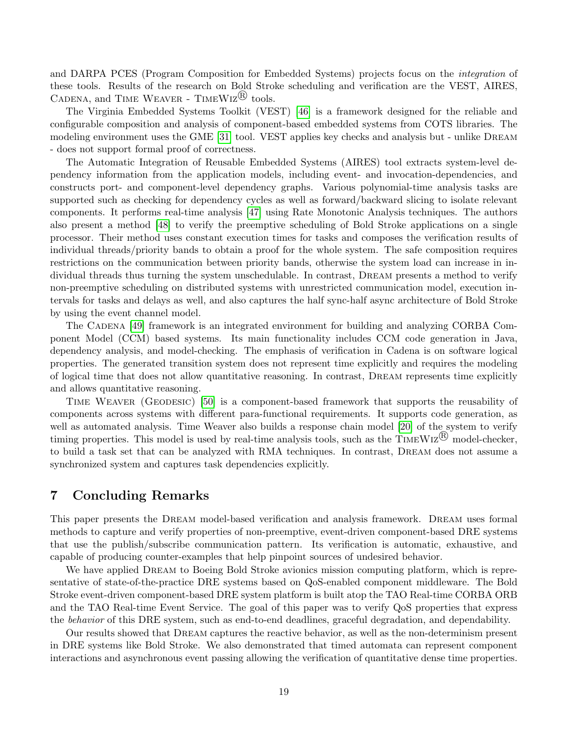and DARPA PCES (Program Composition for Embedded Systems) projects focus on the *integration* of these tools. Results of the research on Bold Stroke scheduling and verification are the VEST, AIRES, Cadena, and Time Weaver - TimeWiz® tools.

The Virginia Embedded Systems Toolkit (VEST) [46] is a framework designed for the reliable and configurable composition and analysis of component-based embedded systems from COTS libraries. The modeling environment uses the GME [31] tool. VEST applies key checks and analysis but - unlike Dream - does not support formal proof of correctness.

The Automatic Integration of Reusable Embedded Systems (AIRES) tool extracts system-level dependency information from the application models, including event- and invocation-dependencies, and constructs port- and component-level dependency graphs. Various polynomial-time analysis tasks are supported such as checking for dependency cycles as well as forward/backward slicing to isolate relevant components. It performs real-time analysis [47] using Rate Monotonic Analysis techniques. The authors also present a method [48] to verify the preemptive scheduling of Bold Stroke applications on a single processor. Their method uses constant execution times for tasks and composes the verification results of individual threads/priority bands to obtain a proof for the whole system. The safe composition requires restrictions on the communication between priority bands, otherwise the system load can increase in individual threads thus turning the system unschedulable. In contrast, Dream presents a method to verify non-preemptive scheduling on distributed systems with unrestricted communication model, execution intervals for tasks and delays as well, and also captures the half sync-half async architecture of Bold Stroke by using the event channel model.

The Cadena [49] framework is an integrated environment for building and analyzing CORBA Component Model (CCM) based systems. Its main functionality includes CCM code generation in Java, dependency analysis, and model-checking. The emphasis of verification in Cadena is on software logical properties. The generated transition system does not represent time explicitly and requires the modeling of logical time that does not allow quantitative reasoning. In contrast, Dream represents time explicitly and allows quantitative reasoning.

Time Weaver (Geodesic) [50] is a component-based framework that supports the reusability of components across systems with different para-functional requirements. It supports code generation, as well as automated analysis. Time Weaver also builds a response chain model [20] of the system to verify timing properties. This model is used by real-time analysis tools, such as the TimeWiz® model-checker, to build a task set that can be analyzed with RMA techniques. In contrast, Dream does not assume a synchronized system and captures task dependencies explicitly.

## 7 Concluding Remarks

This paper presents the Dream model-based verification and analysis framework. Dream uses formal methods to capture and verify properties of non-preemptive, event-driven component-based DRE systems that use the publish/subscribe communication pattern. Its verification is automatic, exhaustive, and capable of producing counter-examples that help pinpoint sources of undesired behavior.

We have applied Dream to Boeing Bold Stroke avionics mission computing platform, which is representative of state-of-the-practice DRE systems based on QoS-enabled component middleware. The Bold Stroke event-driven component-based DRE system platform is built atop the TAO Real-time CORBA ORB and the TAO Real-time Event Service. The goal of this paper was to verify QoS properties that express the *behavior* of this DRE system, such as end-to-end deadlines, graceful degradation, and dependability.

Our results showed that Dream captures the reactive behavior, as well as the non-determinism present in DRE systems like Bold Stroke. We also demonstrated that timed automata can represent component interactions and asynchronous event passing allowing the verification of quantitative dense time properties.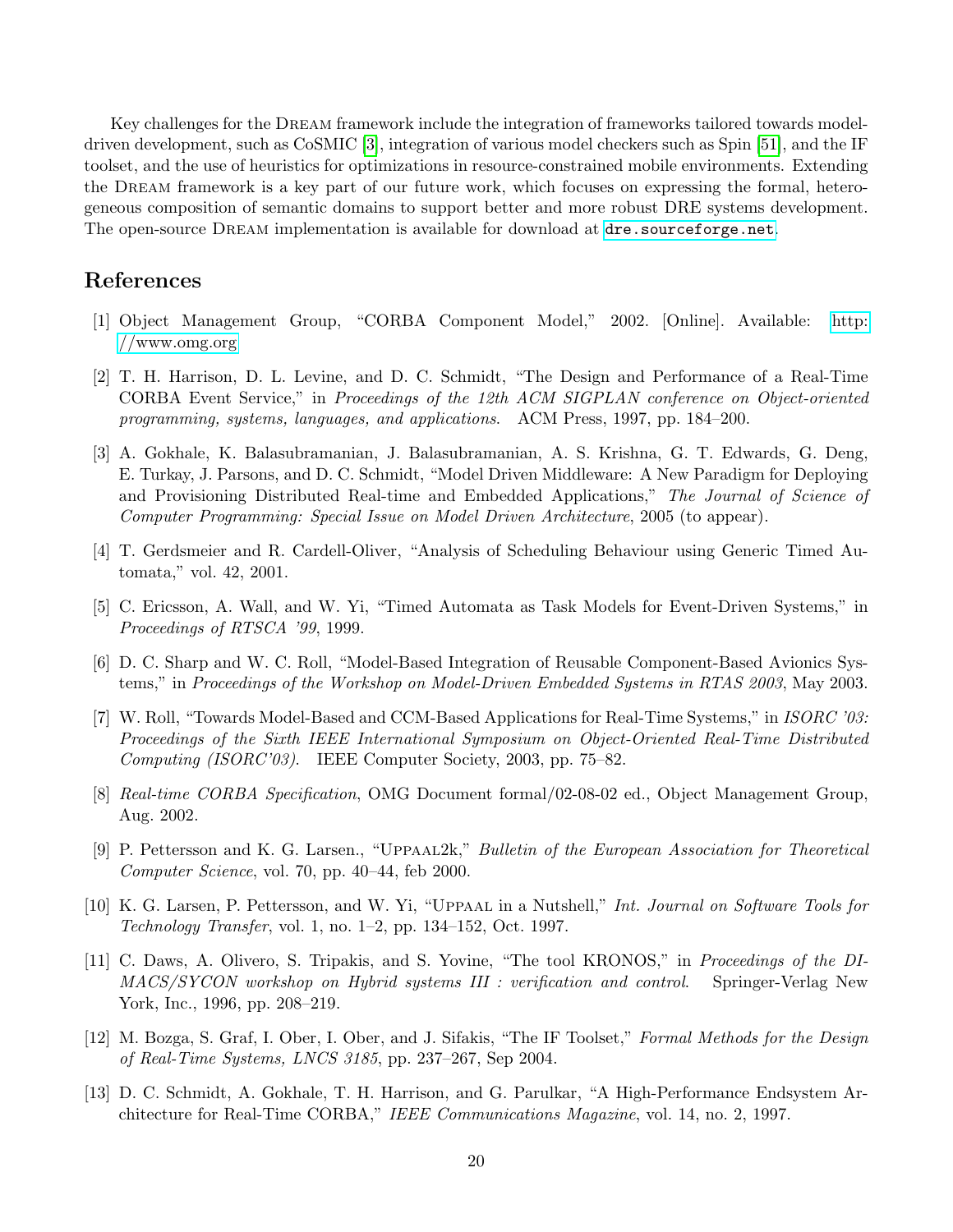Key challenges for the DREAM framework include the integration of frameworks tailored towards model-driven development, such as CoSMIC [3], integration of various model checkers such as Spin [51], and the IF toolset, and the use of heuristics for optimizations in resource-constrained mobile environments. Extending the DREAM framework is a key part of our future work, which focuses on expressing the formal, heterogeneous composition of semantic domains to support better and more robust DRE systems development. The open-source DREAM implementation is available for download at `dre.sourceforge.net`.

## References

[1] Object Management Group, "CORBA Component Model," 2002. [Online]. Available: http://www.omg.org

[2] T. H. Harrison, D. L. Levine, and D. C. Schmidt, "The Design and Performance of a Real-Time CORBA Event Service," in *Proceedings of the 12th ACM SIGPLAN conference on Object-oriented programming, systems, languages, and applications*. ACM Press, 1997, pp. 184–200.

[3] A. Gokhale, K. Balasubramanian, J. Balasubramanian, A. S. Krishna, G. T. Edwards, G. Deng, E. Turkay, J. Parsons, and D. C. Schmidt, "Model Driven Middleware: A New Paradigm for Deploying and Provisioning Distributed Real-time and Embedded Applications," *The Journal of Science of Computer Programming: Special Issue on Model Driven Architecture*, 2005 (to appear).

[4] T. Gerdsmeier and R. Cardell-Oliver, "Analysis of Scheduling Behaviour using Generic Timed Automata," vol. 42, 2001.

[5] C. Ericsson, A. Wall, and W. Yi, "Timed Automata as Task Models for Event-Driven Systems," in *Proceedings of RTSCA '99*, 1999.

[6] D. C. Sharp and W. C. Roll, "Model-Based Integration of Reusable Component-Based Avionics Systems," in *Proceedings of the Workshop on Model-Driven Embedded Systems in RTAS 2003*, May 2003.

[7] W. Roll, "Towards Model-Based and CCM-Based Applications for Real-Time Systems," in *ISORC '03: Proceedings of the Sixth IEEE International Symposium on Object-Oriented Real-Time Distributed Computing (ISORC'03)*. IEEE Computer Society, 2003, pp. 75–82.

[8] *Real-time CORBA Specification*, OMG Document formal/02-08-02 ed., Object Management Group, Aug. 2002.

[9] P. Pettersson and K. G. Larsen., "UPPAAL2k," *Bulletin of the European Association for Theoretical Computer Science*, vol. 70, pp. 40–44, feb 2000.

[10] K. G. Larsen, P. Pettersson, and W. Yi, "UPPAAL in a Nutshell," *Int. Journal on Software Tools for Technology Transfer*, vol. 1, no. 1–2, pp. 134–152, Oct. 1997.

[11] C. Daws, A. Olivero, S. Tripakis, and S. Yovine, "The tool KRONOS," in *Proceedings of the DIMACS/SYCON workshop on Hybrid systems III : verification and control*. Springer-Verlag New York, Inc., 1996, pp. 208–219.

[12] M. Bozga, S. Graf, I. Ober, I. Ober, and J. Sifakis, "The IF Toolset," *Formal Methods for the Design of Real-Time Systems, LNCS 3185*, pp. 237–267, Sep 2004.

[13] D. C. Schmidt, A. Gokhale, T. H. Harrison, and G. Parulkar, "A High-Performance Endsystem Architecture for Real-Time CORBA," *IEEE Communications Magazine*, vol. 14, no. 2, 1997.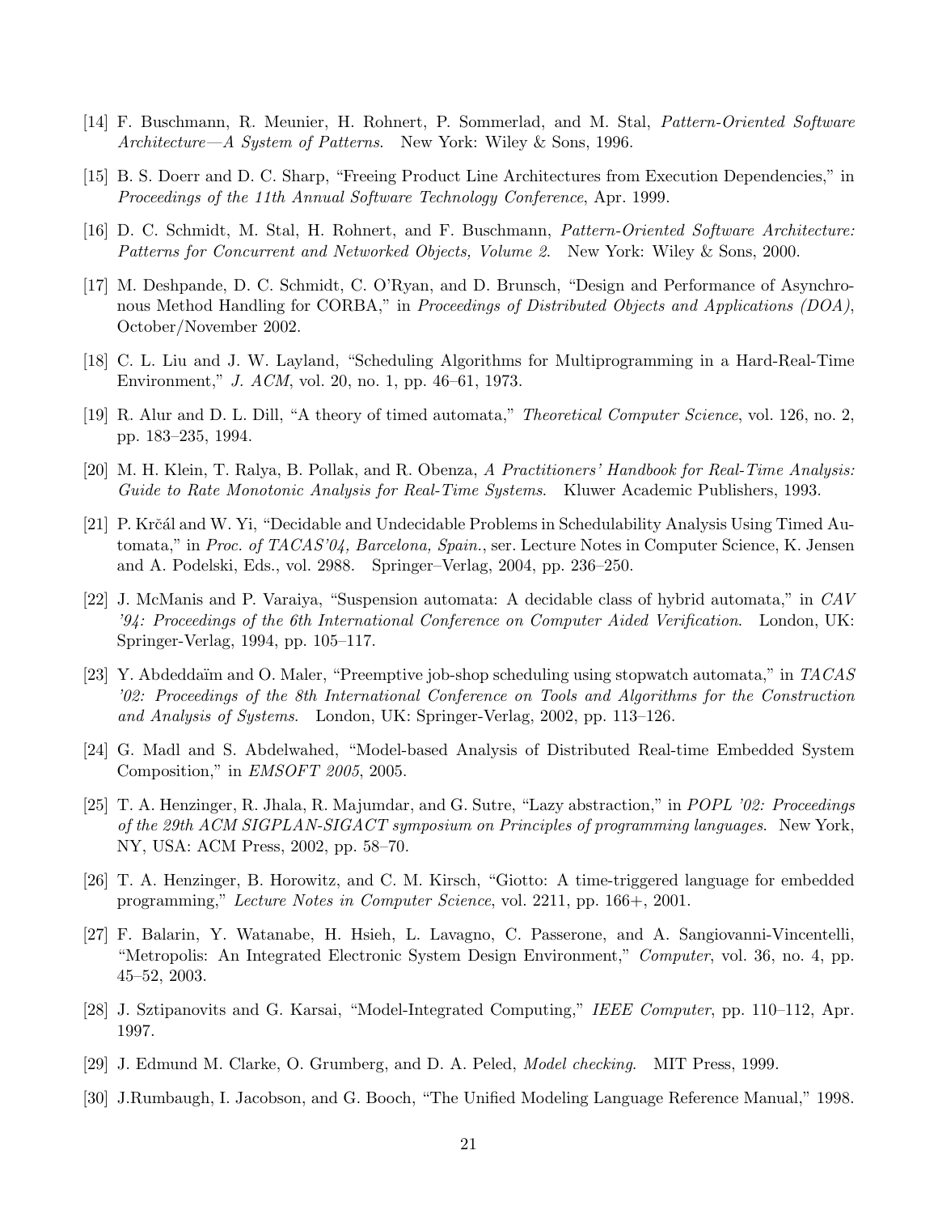[14] F. Buschmann, R. Meunier, H. Rohnert, P. Sommerlad, and M. Stal, *Pattern-Oriented Software Architecture—A System of Patterns*. New York: Wiley & Sons, 1996.

[15] B. S. Doerr and D. C. Sharp, "Freeing Product Line Architectures from Execution Dependencies," in *Proceedings of the 11th Annual Software Technology Conference*, Apr. 1999.

[16] D. C. Schmidt, M. Stal, H. Rohnert, and F. Buschmann, *Pattern-Oriented Software Architecture: Patterns for Concurrent and Networked Objects, Volume 2*. New York: Wiley & Sons, 2000.

[17] M. Deshpande, D. C. Schmidt, C. O'Ryan, and D. Brunsch, "Design and Performance of Asynchronous Method Handling for CORBA," in *Proceedings of Distributed Objects and Applications (DOA)*, October/November 2002.

[18] C. L. Liu and J. W. Layland, "Scheduling Algorithms for Multiprogramming in a Hard-Real-Time Environment," *J. ACM*, vol. 20, no. 1, pp. 46–61, 1973.

[19] R. Alur and D. L. Dill, "A theory of timed automata," *Theoretical Computer Science*, vol. 126, no. 2, pp. 183–235, 1994.

[20] M. H. Klein, T. Ralya, B. Pollak, and R. Obenza, *A Practitioners' Handbook for Real-Time Analysis: Guide to Rate Monotonic Analysis for Real-Time Systems*. Kluwer Academic Publishers, 1993.

[21] P. Krčál and W. Yi, "Decidable and Undecidable Problems in Schedulability Analysis Using Timed Automata," in *Proc. of TACAS'04, Barcelona, Spain.*, ser. Lecture Notes in Computer Science, K. Jensen and A. Podelski, Eds., vol. 2988. Springer–Verlag, 2004, pp. 236–250.

[22] J. McManis and P. Varaiya, "Suspension automata: A decidable class of hybrid automata," in *CAV '94: Proceedings of the 6th International Conference on Computer Aided Verification*. London, UK: Springer-Verlag, 1994, pp. 105–117.

[23] Y. Abdeddaïm and O. Maler, "Preemptive job-shop scheduling using stopwatch automata," in *TACAS '02: Proceedings of the 8th International Conference on Tools and Algorithms for the Construction and Analysis of Systems*. London, UK: Springer-Verlag, 2002, pp. 113–126.

[24] G. Madl and S. Abdelwahed, "Model-based Analysis of Distributed Real-time Embedded System Composition," in *EMSOFT 2005*, 2005.

[25] T. A. Henzinger, R. Jhala, R. Majumdar, and G. Sutre, "Lazy abstraction," in *POPL '02: Proceedings of the 29th ACM SIGPLAN-SIGACT symposium on Principles of programming languages*. New York, NY, USA: ACM Press, 2002, pp. 58–70.

[26] T. A. Henzinger, B. Horowitz, and C. M. Kirsch, "Giotto: A time-triggered language for embedded programming," *Lecture Notes in Computer Science*, vol. 2211, pp. 166+, 2001.

[27] F. Balarin, Y. Watanabe, H. Hsieh, L. Lavagno, C. Passerone, and A. Sangiovanni-Vincentelli, "Metropolis: An Integrated Electronic System Design Environment," *Computer*, vol. 36, no. 4, pp. 45–52, 2003.

[28] J. Sztipanovits and G. Karsai, "Model-Integrated Computing," *IEEE Computer*, pp. 110–112, Apr. 1997.

[29] J. Edmund M. Clarke, O. Grumberg, and D. A. Peled, *Model checking*. MIT Press, 1999.

[30] J.Rumbaugh, I. Jacobson, and G. Booch, "The Unified Modeling Language Reference Manual," 1998.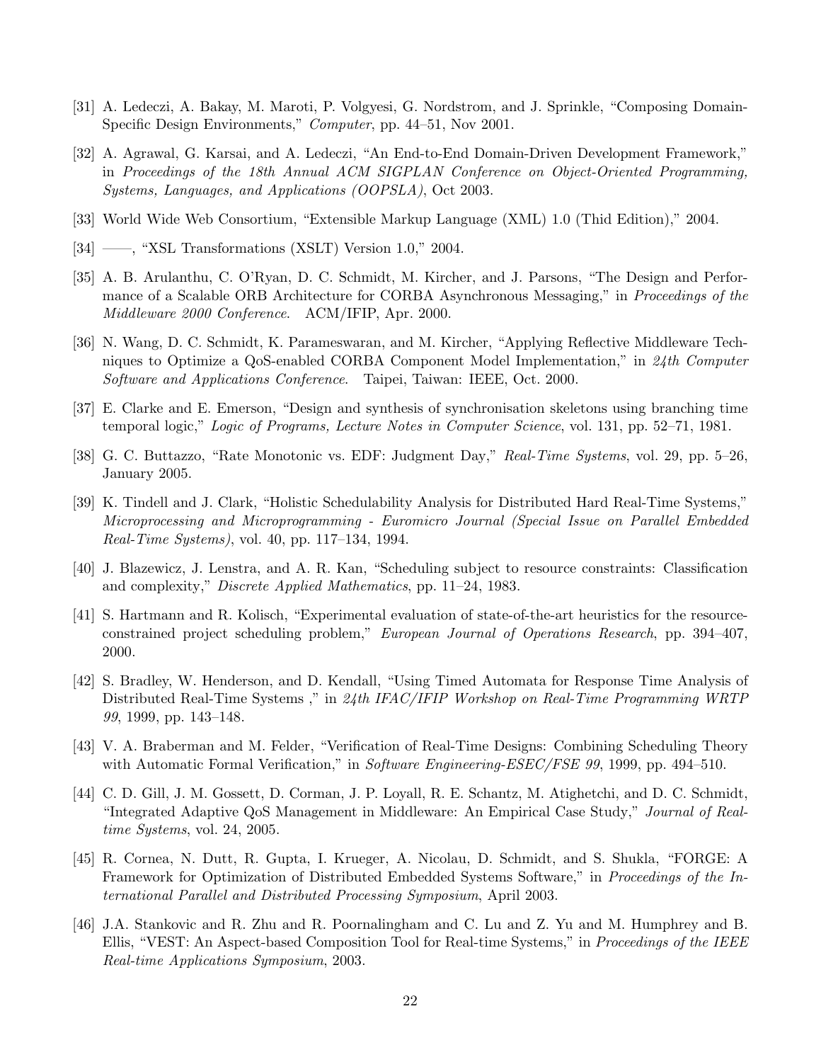[31] A. Ledeczi, A. Bakay, M. Maroti, P. Volgyesi, G. Nordstrom, and J. Sprinkle, "Composing Domain-Specific Design Environments," *Computer*, pp. 44–51, Nov 2001.

[32] A. Agrawal, G. Karsai, and A. Ledeczi, "An End-to-End Domain-Driven Development Framework," in *Proceedings of the 18th Annual ACM SIGPLAN Conference on Object-Oriented Programming, Systems, Languages, and Applications (OOPSLA)*, Oct 2003.

[33] World Wide Web Consortium, "Extensible Markup Language (XML) 1.0 (Thid Edition)," 2004.

[34] ——, "XSL Transformations (XSLT) Version 1.0," 2004.

[35] A. B. Arulanthu, C. O'Ryan, D. C. Schmidt, M. Kircher, and J. Parsons, "The Design and Performance of a Scalable ORB Architecture for CORBA Asynchronous Messaging," in *Proceedings of the Middleware 2000 Conference*. ACM/IFIP, Apr. 2000.

[36] N. Wang, D. C. Schmidt, K. Parameswaran, and M. Kircher, "Applying Reflective Middleware Techniques to Optimize a QoS-enabled CORBA Component Model Implementation," in *24th Computer Software and Applications Conference*. Taipei, Taiwan: IEEE, Oct. 2000.

[37] E. Clarke and E. Emerson, "Design and synthesis of synchronisation skeletons using branching time temporal logic," *Logic of Programs, Lecture Notes in Computer Science*, vol. 131, pp. 52–71, 1981.

[38] G. C. Buttazzo, "Rate Monotonic vs. EDF: Judgment Day," *Real-Time Systems*, vol. 29, pp. 5–26, January 2005.

[39] K. Tindell and J. Clark, "Holistic Schedulability Analysis for Distributed Hard Real-Time Systems," *Microprocessing and Microprogramming - Euromicro Journal (Special Issue on Parallel Embedded Real-Time Systems)*, vol. 40, pp. 117–134, 1994.

[40] J. Blazewicz, J. Lenstra, and A. R. Kan, "Scheduling subject to resource constraints: Classification and complexity," *Discrete Applied Mathematics*, pp. 11–24, 1983.

[41] S. Hartmann and R. Kolisch, "Experimental evaluation of state-of-the-art heuristics for the resource-constrained project scheduling problem," *European Journal of Operations Research*, pp. 394–407, 2000.

[42] S. Bradley, W. Henderson, and D. Kendall, "Using Timed Automata for Response Time Analysis of Distributed Real-Time Systems ," in *24th IFAC/IFIP Workshop on Real-Time Programming WRTP 99*, 1999, pp. 143–148.

[43] V. A. Braberman and M. Felder, "Verification of Real-Time Designs: Combining Scheduling Theory with Automatic Formal Verification," in *Software Engineering-ESEC/FSE 99*, 1999, pp. 494–510.

[44] C. D. Gill, J. M. Gossett, D. Corman, J. P. Loyall, R. E. Schantz, M. Atighetchi, and D. C. Schmidt, "Integrated Adaptive QoS Management in Middleware: An Empirical Case Study," *Journal of Real-time Systems*, vol. 24, 2005.

[45] R. Cornea, N. Dutt, R. Gupta, I. Krueger, A. Nicolau, D. Schmidt, and S. Shukla, "FORGE: A Framework for Optimization of Distributed Embedded Systems Software," in *Proceedings of the International Parallel and Distributed Processing Symposium*, April 2003.

[46] J.A. Stankovic and R. Zhu and R. Poornalingham and C. Lu and Z. Yu and M. Humphrey and B. Ellis, "VEST: An Aspect-based Composition Tool for Real-time Systems," in *Proceedings of the IEEE Real-time Applications Symposium*, 2003.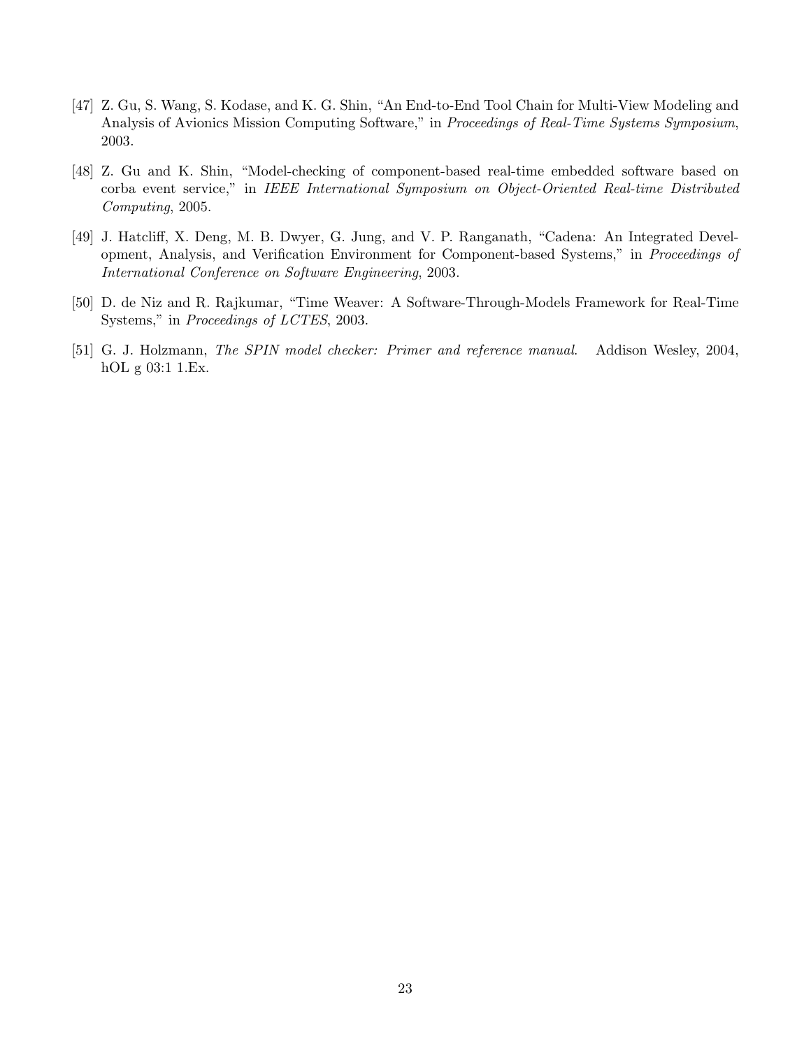[47] Z. Gu, S. Wang, S. Kodase, and K. G. Shin, "An End-to-End Tool Chain for Multi-View Modeling and Analysis of Avionics Mission Computing Software," in *Proceedings of Real-Time Systems Symposium*, 2003.

[48] Z. Gu and K. Shin, "Model-checking of component-based real-time embedded software based on corba event service," in *IEEE International Symposium on Object-Oriented Real-time Distributed Computing*, 2005.

[49] J. Hatcliff, X. Deng, M. B. Dwyer, G. Jung, and V. P. Ranganath, "Cadena: An Integrated Development, Analysis, and Verification Environment for Component-based Systems," in *Proceedings of International Conference on Software Engineering*, 2003.

[50] D. de Niz and R. Rajkumar, "Time Weaver: A Software-Through-Models Framework for Real-Time Systems," in *Proceedings of LCTES*, 2003.

[51] G. J. Holzmann, *The SPIN model checker: Primer and reference manual*. Addison Wesley, 2004, hOL g 03:1 1.Ex.